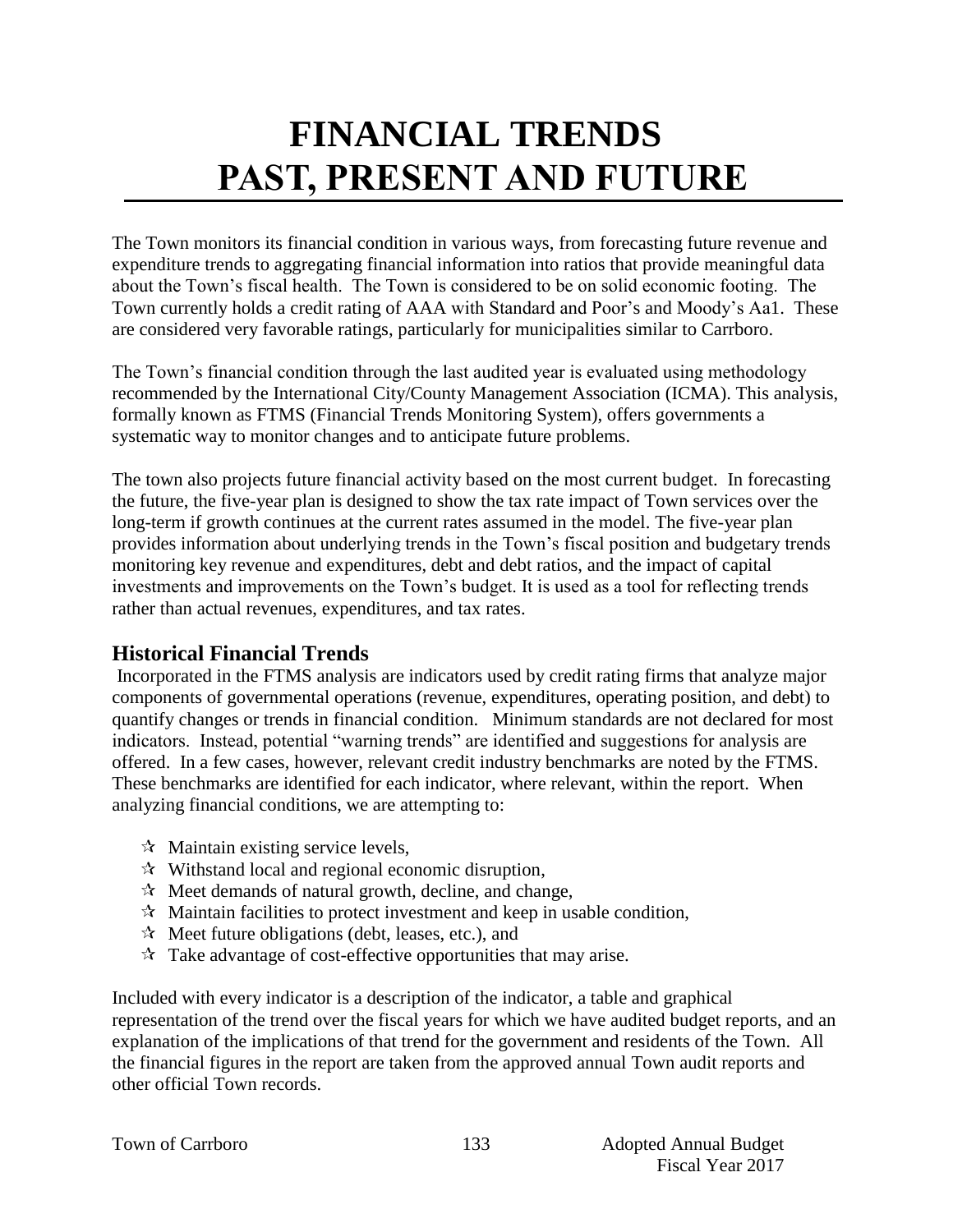# FINANCIAL TRENDS
# PAST, PRESENT AND FUTURE

The Town monitors its financial condition in various ways, from forecasting future revenue and expenditure trends to aggregating financial information into ratios that provide meaningful data about the Town's fiscal health. The Town is considered to be on solid economic footing. The Town currently holds a credit rating of AAA with Standard and Poor's and Moody's Aa1. These are considered very favorable ratings, particularly for municipalities similar to Carrboro.

The Town's financial condition through the last audited year is evaluated using methodology recommended by the International City/County Management Association (ICMA). This analysis, formally known as FTMS (Financial Trends Monitoring System), offers governments a systematic way to monitor changes and to anticipate future problems.

The town also projects future financial activity based on the most current budget. In forecasting the future, the five-year plan is designed to show the tax rate impact of Town services over the long-term if growth continues at the current rates assumed in the model. The five-year plan provides information about underlying trends in the Town's fiscal position and budgetary trends monitoring key revenue and expenditures, debt and debt ratios, and the impact of capital investments and improvements on the Town's budget. It is used as a tool for reflecting trends rather than actual revenues, expenditures, and tax rates.

## Historical Financial Trends

Incorporated in the FTMS analysis are indicators used by credit rating firms that analyze major components of governmental operations (revenue, expenditures, operating position, and debt) to quantify changes or trends in financial condition. Minimum standards are not declared for most indicators. Instead, potential "warning trends" are identified and suggestions for analysis are offered. In a few cases, however, relevant credit industry benchmarks are noted by the FTMS. These benchmarks are identified for each indicator, where relevant, within the report. When analyzing financial conditions, we are attempting to:

- Maintain existing service levels,
- Withstand local and regional economic disruption,
- Meet demands of natural growth, decline, and change,
- Maintain facilities to protect investment and keep in usable condition,
- Meet future obligations (debt, leases, etc.), and
- Take advantage of cost-effective opportunities that may arise.

Included with every indicator is a description of the indicator, a table and graphical representation of the trend over the fiscal years for which we have audited budget reports, and an explanation of the implications of that trend for the government and residents of the Town. All the financial figures in the report are taken from the approved annual Town audit reports and other official Town records.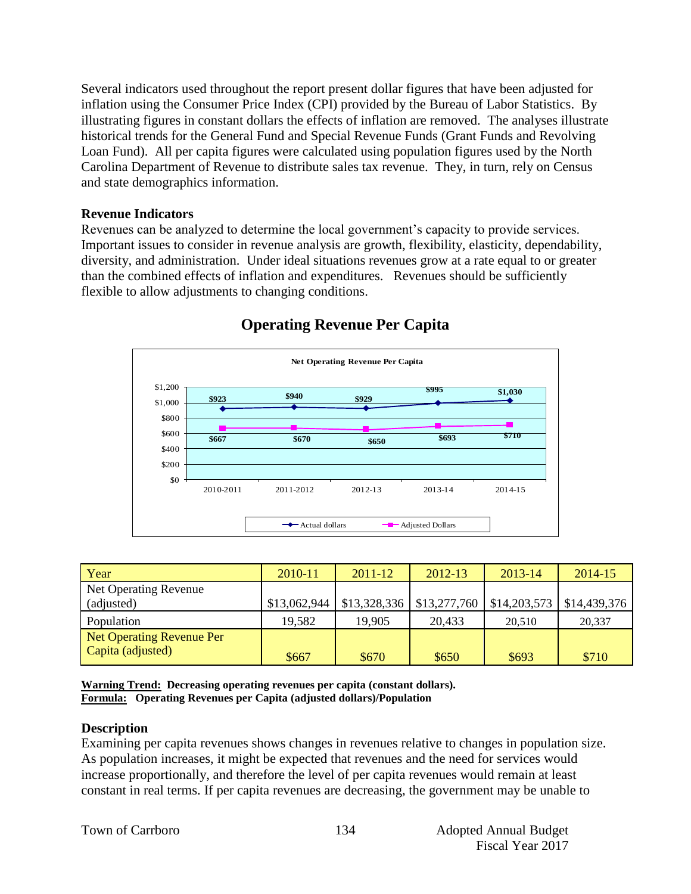Several indicators used throughout the report present dollar figures that have been adjusted for inflation using the Consumer Price Index (CPI) provided by the Bureau of Labor Statistics. By illustrating figures in constant dollars the effects of inflation are removed. The analyses illustrate historical trends for the General Fund and Special Revenue Funds (Grant Funds and Revolving Loan Fund). All per capita figures were calculated using population figures used by the North Carolina Department of Revenue to distribute sales tax revenue. They, in turn, rely on Census and state demographics information.

### Revenue Indicators

Revenues can be analyzed to determine the local government's capacity to provide services. Important issues to consider in revenue analysis are growth, flexibility, elasticity, dependability, diversity, and administration. Under ideal situations revenues grow at a rate equal to or greater than the combined effects of inflation and expenditures. Revenues should be sufficiently flexible to allow adjustments to changing conditions.

## Operating Revenue Per Capita

Net Operating Revenue Per Capita

| | 2010-2011 | 2011-2012 | 2012-13 | 2013-14 | 2014-15 |
|---|---|---|---|---|---|
| Actual dollars | $923 | $940 | $929 | $995 | $1,030 |
| Adjusted Dollars | $667 | $670 | $650 | $693 | $710 |

| Year | 2010-11 | 2011-12 | 2012-13 | 2013-14 | 2014-15 |
|---|---|---|---|---|---|
| Net Operating Revenue (adjusted) | $13,062,944 | $13,328,336 | $13,277,760 | $14,203,573 | $14,439,376 |
| Population | 19,582 | 19,905 | 20,433 | 20,510 | 20,337 |
| Net Operating Revenue Per Capita (adjusted) | $667 | $670 | $650 | $693 | $710 |

**Warning Trend: Decreasing operating revenues per capita (constant dollars).**
**Formula: Operating Revenues per Capita (adjusted dollars)/Population**

### Description

Examining per capita revenues shows changes in revenues relative to changes in population size. As population increases, it might be expected that revenues and the need for services would increase proportionally, and therefore the level of per capita revenues would remain at least constant in real terms. If per capita revenues are decreasing, the government may be unable to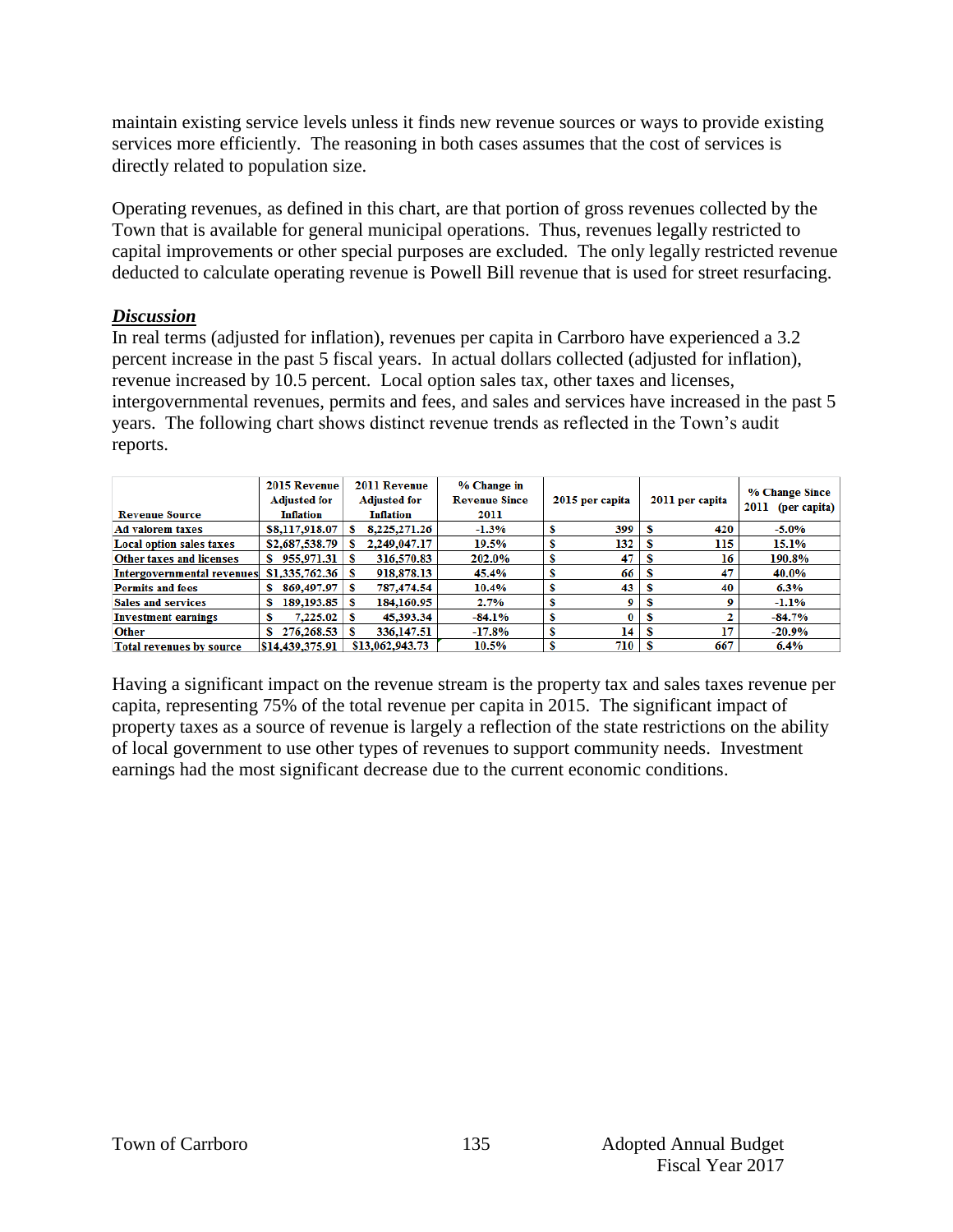maintain existing service levels unless it finds new revenue sources or ways to provide existing services more efficiently. The reasoning in both cases assumes that the cost of services is directly related to population size.

Operating revenues, as defined in this chart, are that portion of gross revenues collected by the Town that is available for general municipal operations. Thus, revenues legally restricted to capital improvements or other special purposes are excluded. The only legally restricted revenue deducted to calculate operating revenue is Powell Bill revenue that is used for street resurfacing.

***Discussion***

In real terms (adjusted for inflation), revenues per capita in Carrboro have experienced a 3.2 percent increase in the past 5 fiscal years. In actual dollars collected (adjusted for inflation), revenue increased by 10.5 percent. Local option sales tax, other taxes and licenses, intergovernmental revenues, permits and fees, and sales and services have increased in the past 5 years. The following chart shows distinct revenue trends as reflected in the Town's audit reports.

| Revenue Source | 2015 Revenue Adjusted for Inflation | 2011 Revenue Adjusted for Inflation | % Change in Revenue Since 2011 | 2015 per capita | 2011 per capita | % Change Since 2011 (per capita) |
|---|---|---|---|---|---|---|
| Ad valorem taxes | $8,117,918.07 | $ 8,225,271.26 | -1.3% | $ 399 | $ 420 | -5.0% |
| Local option sales taxes | $2,687,538.79 | $ 2,249,047.17 | 19.5% | $ 132 | $ 115 | 15.1% |
| Other taxes and licenses | $ 955,971.31 | $ 316,570.83 | 202.0% | $ 47 | $ 16 | 190.8% |
| Intergovernmental revenues | $1,335,762.36 | $ 918,878.13 | 45.4% | $ 66 | $ 47 | 40.0% |
| Permits and fees | $ 869,497.97 | $ 787,474.54 | 10.4% | $ 43 | $ 40 | 6.3% |
| Sales and services | $ 189,193.85 | $ 184,160.95 | 2.7% | $ 9 | $ 9 | -1.1% |
| Investment earnings | $ 7,225.02 | $ 45,393.34 | -84.1% | $ 0 | $ 2 | -84.7% |
| Other | $ 276,268.53 | $ 336,147.51 | -17.8% | $ 14 | $ 17 | -20.9% |
| Total revenues by source | $14,439,375.91 | $13,062,943.73 | 10.5% | $ 710 | $ 667 | 6.4% |

Having a significant impact on the revenue stream is the property tax and sales taxes revenue per capita, representing 75% of the total revenue per capita in 2015. The significant impact of property taxes as a source of revenue is largely a reflection of the state restrictions on the ability of local government to use other types of revenues to support community needs. Investment earnings had the most significant decrease due to the current economic conditions.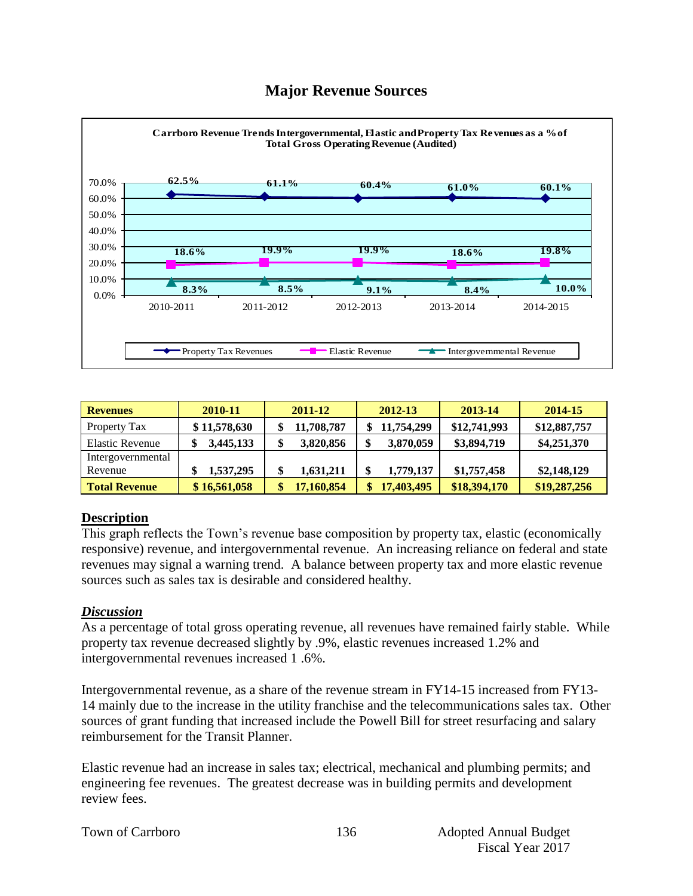# Major Revenue Sources

**Carrboro Revenue Trends Intergovernmental, Elastic and Property Tax Revenues as a % of Total Gross Operating Revenue (Audited)**

| | 2010-2011 | 2011-2012 | 2012-2013 | 2013-2014 | 2014-2015 |
|---|---|---|---|---|---|
| Property Tax Revenues | 62.5% | 61.1% | 60.4% | 61.0% | 60.1% |
| Elastic Revenue | 18.6% | 19.9% | 19.9% | 18.6% | 19.8% |
| Intergovernmental Revenue | 8.3% | 8.5% | 9.1% | 8.4% | 10.0% |

| Revenues | 2010-11 | 2011-12 | 2012-13 | 2013-14 | 2014-15 |
|---|---|---|---|---|---|
| Property Tax | $ 11,578,630 | $ 11,708,787 | $ 11,754,299 | $12,741,993 | $12,887,757 |
| Elastic Revenue | $ 3,445,133 | $ 3,820,856 | $ 3,870,059 | $3,894,719 | $4,251,370 |
| Intergovernmental Revenue | $ 1,537,295 | $ 1,631,211 | $ 1,779,137 | $1,757,458 | $2,148,129 |
| **Total Revenue** | **$ 16,561,058** | **$ 17,160,854** | **$ 17,403,495** | **$18,394,170** | **$19,287,256** |

## Description

This graph reflects the Town's revenue base composition by property tax, elastic (economically responsive) revenue, and intergovernmental revenue. An increasing reliance on federal and state revenues may signal a warning trend. A balance between property tax and more elastic revenue sources such as sales tax is desirable and considered healthy.

## *Discussion*

As a percentage of total gross operating revenue, all revenues have remained fairly stable. While property tax revenue decreased slightly by .9%, elastic revenues increased 1.2% and intergovernmental revenues increased 1 .6%.

Intergovernmental revenue, as a share of the revenue stream in FY14-15 increased from FY13-14 mainly due to the increase in the utility franchise and the telecommunications sales tax. Other sources of grant funding that increased include the Powell Bill for street resurfacing and salary reimbursement for the Transit Planner.

Elastic revenue had an increase in sales tax; electrical, mechanical and plumbing permits; and engineering fee revenues. The greatest decrease was in building permits and development review fees.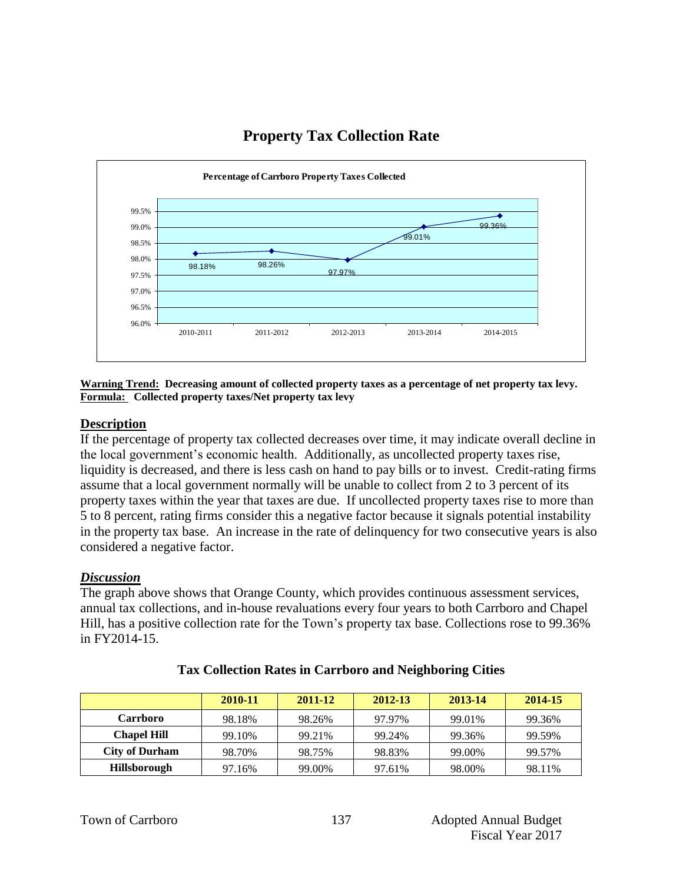## Property Tax Collection Rate

**Percentage of Carrboro Property Taxes Collected**

| | 2010-2011 | 2011-2012 | 2012-2013 | 2013-2014 | 2014-2015 |
|---|---|---|---|---|---|
| Collection Rate | 98.18% | 98.26% | 97.97% | 99.01% | 99.36% |

**Warning Trend: Decreasing amount of collected property taxes as a percentage of net property tax levy.**
**Formula: Collected property taxes/Net property tax levy**

### Description

If the percentage of property tax collected decreases over time, it may indicate overall decline in the local government's economic health. Additionally, as uncollected property taxes rise, liquidity is decreased, and there is less cash on hand to pay bills or to invest. Credit-rating firms assume that a local government normally will be unable to collect from 2 to 3 percent of its property taxes within the year that taxes are due. If uncollected property taxes rise to more than 5 to 8 percent, rating firms consider this a negative factor because it signals potential instability in the property tax base. An increase in the rate of delinquency for two consecutive years is also considered a negative factor.

### *Discussion*

The graph above shows that Orange County, which provides continuous assessment services, annual tax collections, and in-house revaluations every four years to both Carrboro and Chapel Hill, has a positive collection rate for the Town's property tax base. Collections rose to 99.36% in FY2014-15.

**Tax Collection Rates in Carrboro and Neighboring Cities**

| | 2010-11 | 2011-12 | 2012-13 | 2013-14 | 2014-15 |
|---|---|---|---|---|---|
| **Carrboro** | 98.18% | 98.26% | 97.97% | 99.01% | 99.36% |
| **Chapel Hill** | 99.10% | 99.21% | 99.24% | 99.36% | 99.59% |
| **City of Durham** | 98.70% | 98.75% | 98.83% | 99.00% | 99.57% |
| **Hillsborough** | 97.16% | 99.00% | 97.61% | 98.00% | 98.11% |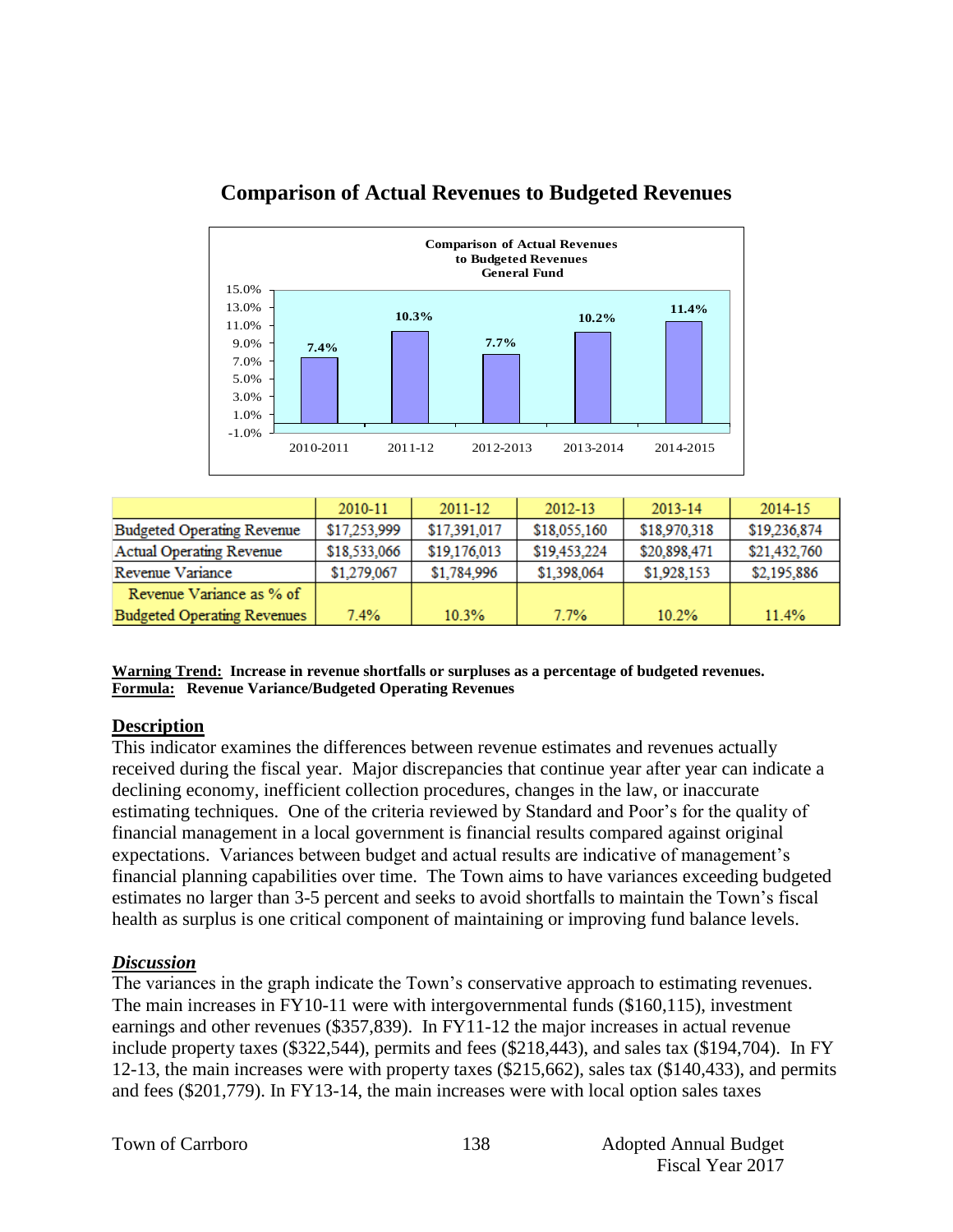# Comparison of Actual Revenues to Budgeted Revenues

|  | 2010-11 | 2011-12 | 2012-13 | 2013-14 | 2014-15 |
|---|---|---|---|---|---|
| Budgeted Operating Revenue | $17,253,999 | $17,391,017 | $18,055,160 | $18,970,318 | $19,236,874 |
| Actual Operating Revenue | $18,533,066 | $19,176,013 | $19,453,224 | $20,898,471 | $21,432,760 |
| Revenue Variance | $1,279,067 | $1,784,996 | $1,398,064 | $1,928,153 | $2,195,886 |
| Revenue Variance as % of Budgeted Operating Revenues | 7.4% | 10.3% | 7.7% | 10.2% | 11.4% |

**Warning Trend:** **Increase in revenue shortfalls or surpluses as a percentage of budgeted revenues.**
**Formula:** **Revenue Variance/Budgeted Operating Revenues**

## Description

This indicator examines the differences between revenue estimates and revenues actually received during the fiscal year. Major discrepancies that continue year after year can indicate a declining economy, inefficient collection procedures, changes in the law, or inaccurate estimating techniques. One of the criteria reviewed by Standard and Poor's for the quality of financial management in a local government is financial results compared against original expectations. Variances between budget and actual results are indicative of management's financial planning capabilities over time. The Town aims to have variances exceeding budgeted estimates no larger than 3-5 percent and seeks to avoid shortfalls to maintain the Town's fiscal health as surplus is one critical component of maintaining or improving fund balance levels.

## *Discussion*

The variances in the graph indicate the Town's conservative approach to estimating revenues. The main increases in FY10-11 were with intergovernmental funds ($160,115), investment earnings and other revenues ($357,839). In FY11-12 the major increases in actual revenue include property taxes ($322,544), permits and fees ($218,443), and sales tax ($194,704). In FY 12-13, the main increases were with property taxes ($215,662), sales tax ($140,433), and permits and fees ($201,779). In FY13-14, the main increases were with local option sales taxes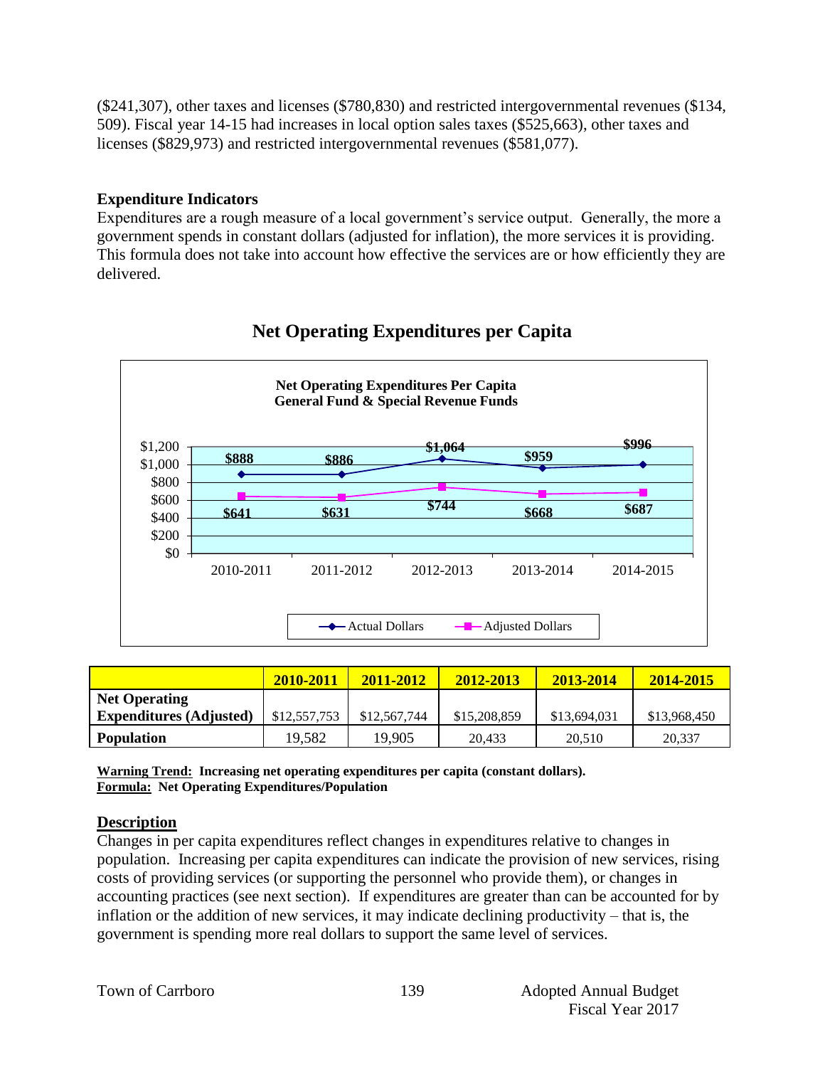($241,307), other taxes and licenses ($780,830) and restricted intergovernmental revenues ($134, 509). Fiscal year 14-15 had increases in local option sales taxes ($525,663), other taxes and licenses ($829,973) and restricted intergovernmental revenues ($581,077).

**Expenditure Indicators**

Expenditures are a rough measure of a local government's service output. Generally, the more a government spends in constant dollars (adjusted for inflation), the more services it is providing. This formula does not take into account how effective the services are or how efficiently they are delivered.

## Net Operating Expenditures per Capita

**Net Operating Expenditures Per Capita**
**General Fund & Special Revenue Funds**

| | 2010-2011 | 2011-2012 | 2012-2013 | 2013-2014 | 2014-2015 |
|---|---|---|---|---|---|
| Actual Dollars | $888 | $886 | $1,064 | $959 | $996 |
| Adjusted Dollars | $641 | $631 | $744 | $668 | $687 |

| | 2010-2011 | 2011-2012 | 2012-2013 | 2013-2014 | 2014-2015 |
|---|---|---|---|---|---|
| **Net Operating Expenditures (Adjusted)** | $12,557,753 | $12,567,744 | $15,208,859 | $13,694,031 | $13,968,450 |
| **Population** | 19,582 | 19,905 | 20,433 | 20,510 | 20,337 |

**Warning Trend: Increasing net operating expenditures per capita (constant dollars).**
**Formula: Net Operating Expenditures/Population**

**Description**

Changes in per capita expenditures reflect changes in expenditures relative to changes in population. Increasing per capita expenditures can indicate the provision of new services, rising costs of providing services (or supporting the personnel who provide them), or changes in accounting practices (see next section). If expenditures are greater than can be accounted for by inflation or the addition of new services, it may indicate declining productivity – that is, the government is spending more real dollars to support the same level of services.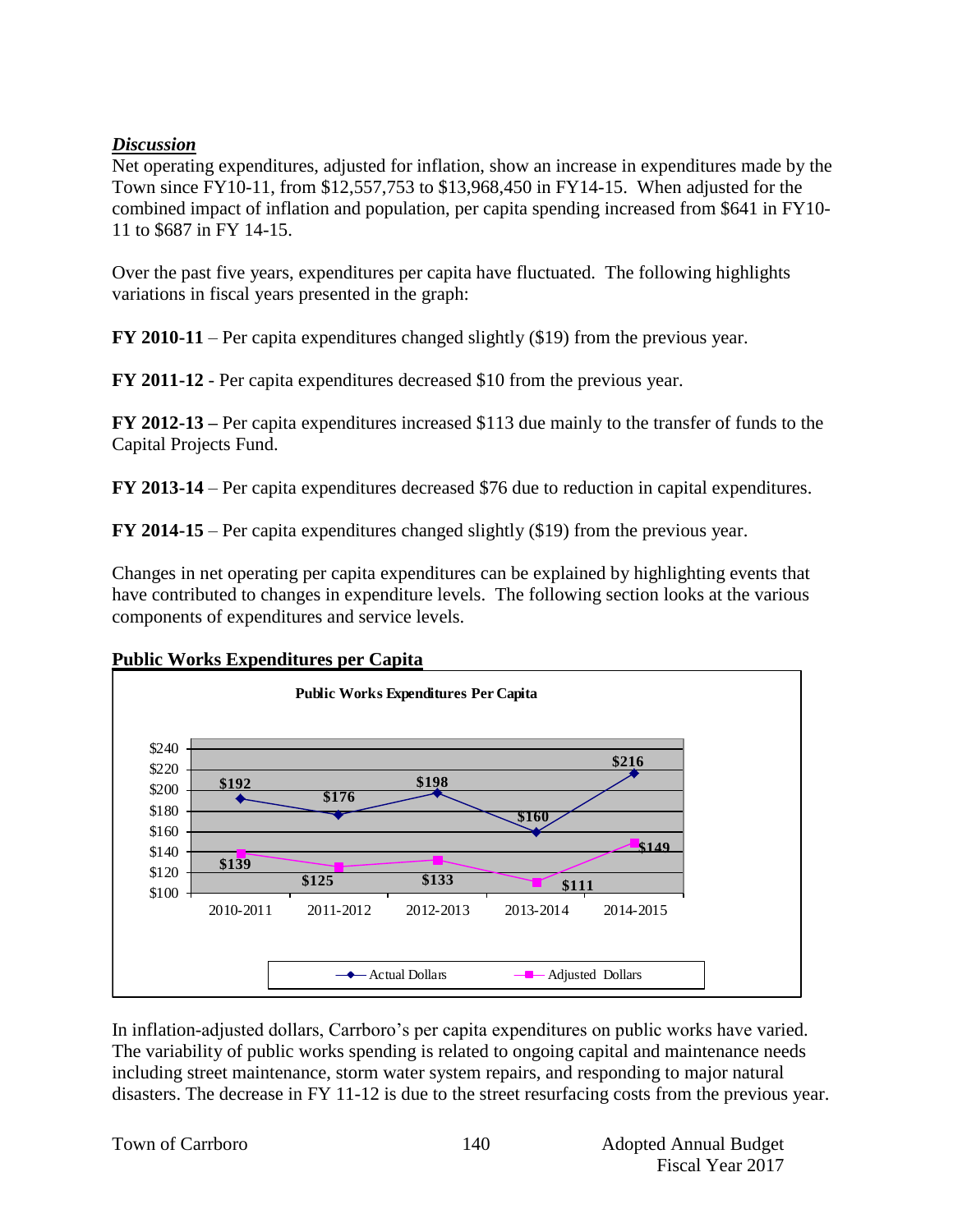### *Discussion*

Net operating expenditures, adjusted for inflation, show an increase in expenditures made by the Town since FY10-11, from $12,557,753 to $13,968,450 in FY14-15. When adjusted for the combined impact of inflation and population, per capita spending increased from $641 in FY10-11 to $687 in FY 14-15.

Over the past five years, expenditures per capita have fluctuated. The following highlights variations in fiscal years presented in the graph:

**FY 2010-11** – Per capita expenditures changed slightly ($19) from the previous year.

**FY 2011-12** - Per capita expenditures decreased $10 from the previous year.

**FY 2012-13 –** Per capita expenditures increased $113 due mainly to the transfer of funds to the Capital Projects Fund.

**FY 2013-14** – Per capita expenditures decreased $76 due to reduction in capital expenditures.

**FY 2014-15** – Per capita expenditures changed slightly ($19) from the previous year.

Changes in net operating per capita expenditures can be explained by highlighting events that have contributed to changes in expenditure levels. The following section looks at the various components of expenditures and service levels.

## Public Works Expenditures per Capita

**Public Works Expenditures Per Capita**

| | 2010-2011 | 2011-2012 | 2012-2013 | 2013-2014 | 2014-2015 |
|---|---|---|---|---|---|
| Actual Dollars | $192 | $176 | $198 | $160 | $216 |
| Adjusted Dollars | $139 | $125 | $133 | $111 | $149 |

In inflation-adjusted dollars, Carrboro's per capita expenditures on public works have varied. The variability of public works spending is related to ongoing capital and maintenance needs including street maintenance, storm water system repairs, and responding to major natural disasters. The decrease in FY 11-12 is due to the street resurfacing costs from the previous year.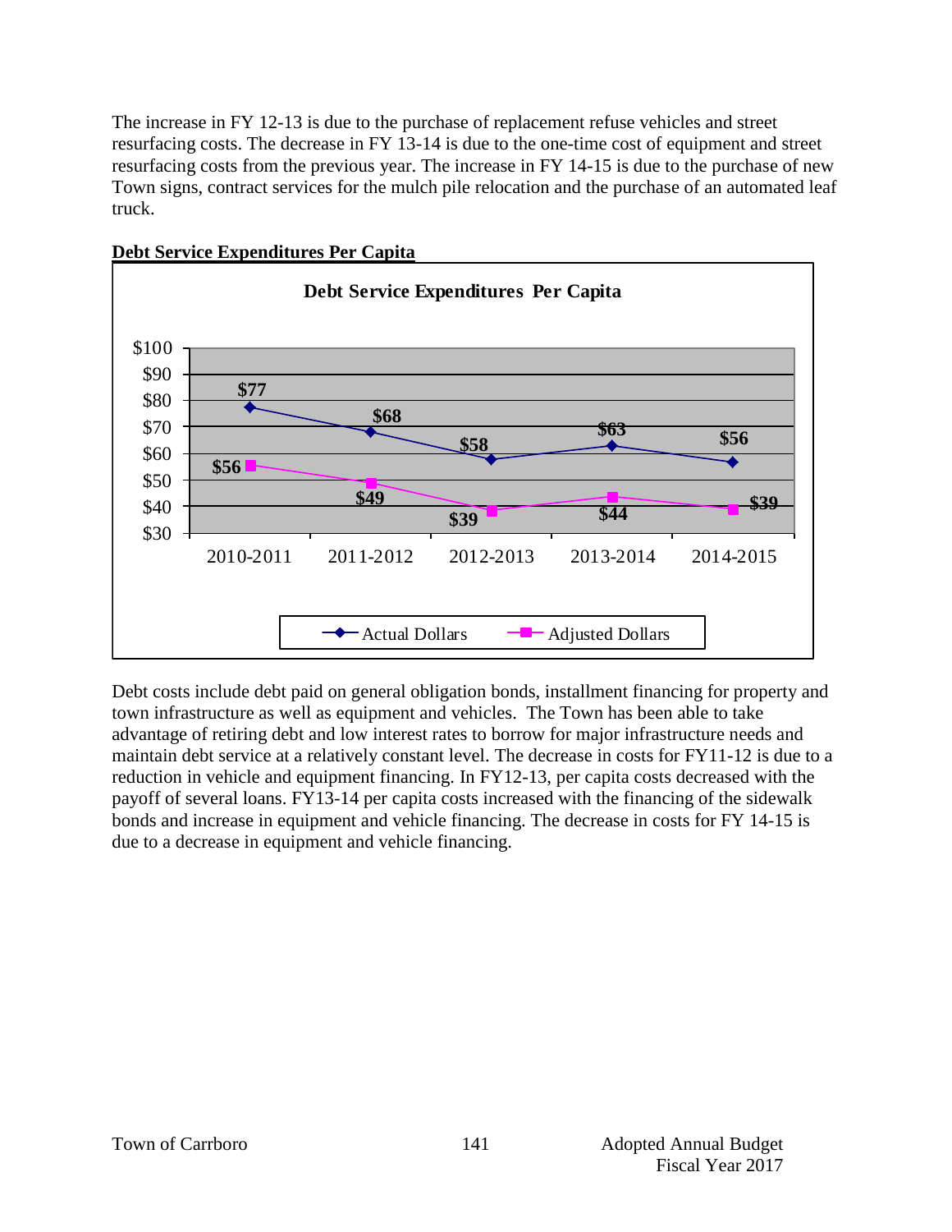The increase in FY 12-13 is due to the purchase of replacement refuse vehicles and street resurfacing costs. The decrease in FY 13-14 is due to the one-time cost of equipment and street resurfacing costs from the previous year. The increase in FY 14-15 is due to the purchase of new Town signs, contract services for the mulch pile relocation and the purchase of an automated leaf truck.

**Debt Service Expenditures Per Capita**

**Debt Service Expenditures Per Capita**

| | 2010-2011 | 2011-2012 | 2012-2013 | 2013-2014 | 2014-2015 |
|---|---|---|---|---|---|
| Actual Dollars | $77 | $68 | $58 | $63 | $56 |
| Adjusted Dollars | $56 | $49 | $39 | $44 | $39 |

Debt costs include debt paid on general obligation bonds, installment financing for property and town infrastructure as well as equipment and vehicles. The Town has been able to take advantage of retiring debt and low interest rates to borrow for major infrastructure needs and maintain debt service at a relatively constant level. The decrease in costs for FY11-12 is due to a reduction in vehicle and equipment financing. In FY12-13, per capita costs decreased with the payoff of several loans. FY13-14 per capita costs increased with the financing of the sidewalk bonds and increase in equipment and vehicle financing. The decrease in costs for FY 14-15 is due to a decrease in equipment and vehicle financing.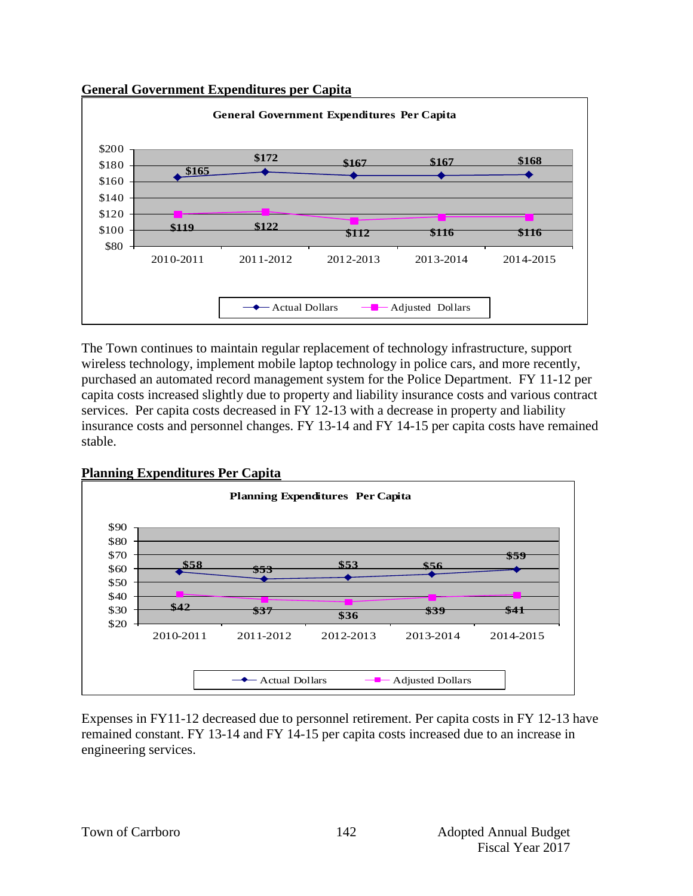## General Government Expenditures per Capita

**General Government Expenditures Per Capita**

| | 2010-2011 | 2011-2012 | 2012-2013 | 2013-2014 | 2014-2015 |
|---|---|---|---|---|---|
| Actual Dollars | $165 | $172 | $167 | $167 | $168 |
| Adjusted Dollars | $119 | $122 | $112 | $116 | $116 |

The Town continues to maintain regular replacement of technology infrastructure, support wireless technology, implement mobile laptop technology in police cars, and more recently, purchased an automated record management system for the Police Department. FY 11-12 per capita costs increased slightly due to property and liability insurance costs and various contract services. Per capita costs decreased in FY 12-13 with a decrease in property and liability insurance costs and personnel changes. FY 13-14 and FY 14-15 per capita costs have remained stable.

## Planning Expenditures Per Capita

**Planning Expenditures Per Capita**

| | 2010-2011 | 2011-2012 | 2012-2013 | 2013-2014 | 2014-2015 |
|---|---|---|---|---|---|
| Actual Dollars | $58 | $53 | $53 | $56 | $59 |
| Adjusted Dollars | $42 | $37 | $36 | $39 | $41 |

Expenses in FY11-12 decreased due to personnel retirement. Per capita costs in FY 12-13 have remained constant. FY 13-14 and FY 14-15 per capita costs increased due to an increase in engineering services.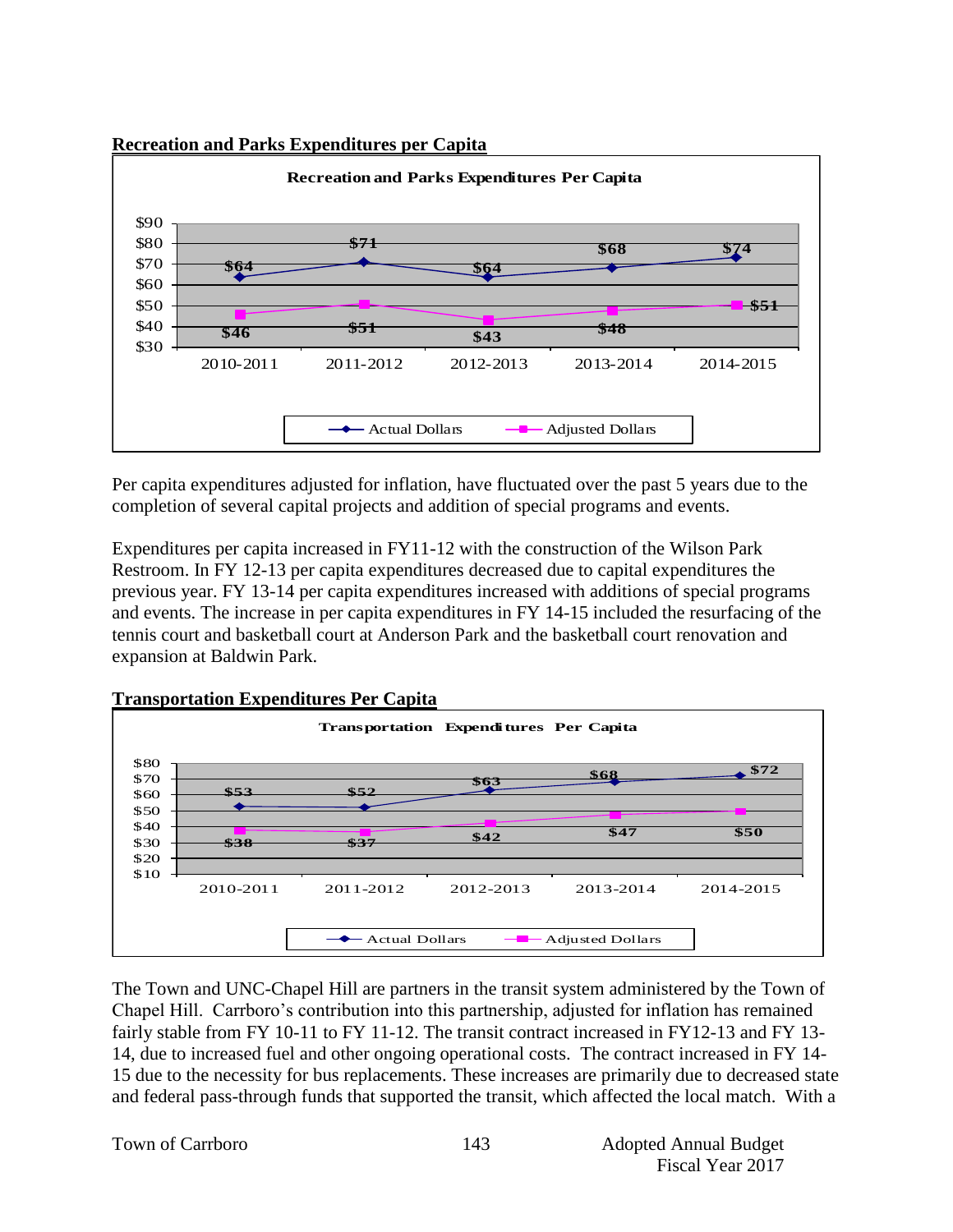**Recreation and Parks Expenditures per Capita**

**Recreation and Parks Expenditures Per Capita**

| | 2010-2011 | 2011-2012 | 2012-2013 | 2013-2014 | 2014-2015 |
|---|---|---|---|---|---|
| Actual Dollars | $64 | $71 | $64 | $68 | $74 |
| Adjusted Dollars | $46 | $51 | $43 | $48 | $51 |

Per capita expenditures adjusted for inflation, have fluctuated over the past 5 years due to the completion of several capital projects and addition of special programs and events.

Expenditures per capita increased in FY11-12 with the construction of the Wilson Park Restroom. In FY 12-13 per capita expenditures decreased due to capital expenditures the previous year. FY 13-14 per capita expenditures increased with additions of special programs and events. The increase in per capita expenditures in FY 14-15 included the resurfacing of the tennis court and basketball court at Anderson Park and the basketball court renovation and expansion at Baldwin Park.

**Transportation Expenditures Per Capita**

**Transportation Expenditures Per Capita**

| | 2010-2011 | 2011-2012 | 2012-2013 | 2013-2014 | 2014-2015 |
|---|---|---|---|---|---|
| Actual Dollars | $53 | $52 | $63 | $68 | $72 |
| Adjusted Dollars | $38 | $37 | $42 | $47 | $50 |

The Town and UNC-Chapel Hill are partners in the transit system administered by the Town of Chapel Hill. Carrboro's contribution into this partnership, adjusted for inflation has remained fairly stable from FY 10-11 to FY 11-12. The transit contract increased in FY12-13 and FY 13-14, due to increased fuel and other ongoing operational costs. The contract increased in FY 14-15 due to the necessity for bus replacements. These increases are primarily due to decreased state and federal pass-through funds that supported the transit, which affected the local match. With a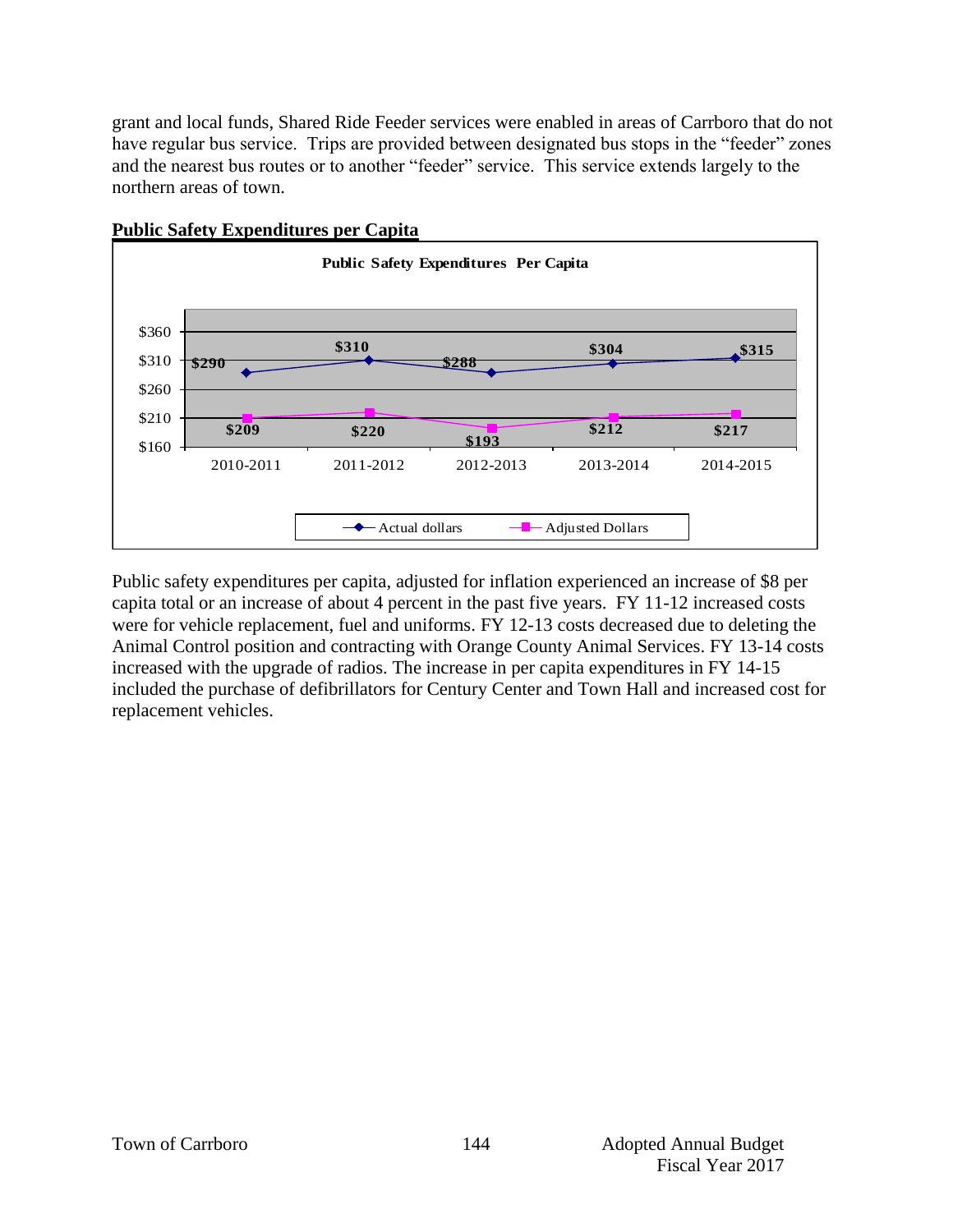grant and local funds, Shared Ride Feeder services were enabled in areas of Carrboro that do not have regular bus service. Trips are provided between designated bus stops in the "feeder" zones and the nearest bus routes or to another "feeder" service. This service extends largely to the northern areas of town.

**Public Safety Expenditures per Capita**

**Public Safety Expenditures Per Capita**

| | 2010-2011 | 2011-2012 | 2012-2013 | 2013-2014 | 2014-2015 |
|---|---|---|---|---|---|
| Actual dollars | $290 | $310 | $288 | $304 | $315 |
| Adjusted Dollars | $209 | $220 | $193 | $212 | $217 |

Public safety expenditures per capita, adjusted for inflation experienced an increase of $8 per capita total or an increase of about 4 percent in the past five years. FY 11-12 increased costs were for vehicle replacement, fuel and uniforms. FY 12-13 costs decreased due to deleting the Animal Control position and contracting with Orange County Animal Services. FY 13-14 costs increased with the upgrade of radios. The increase in per capita expenditures in FY 14-15 included the purchase of defibrillators for Century Center and Town Hall and increased cost for replacement vehicles.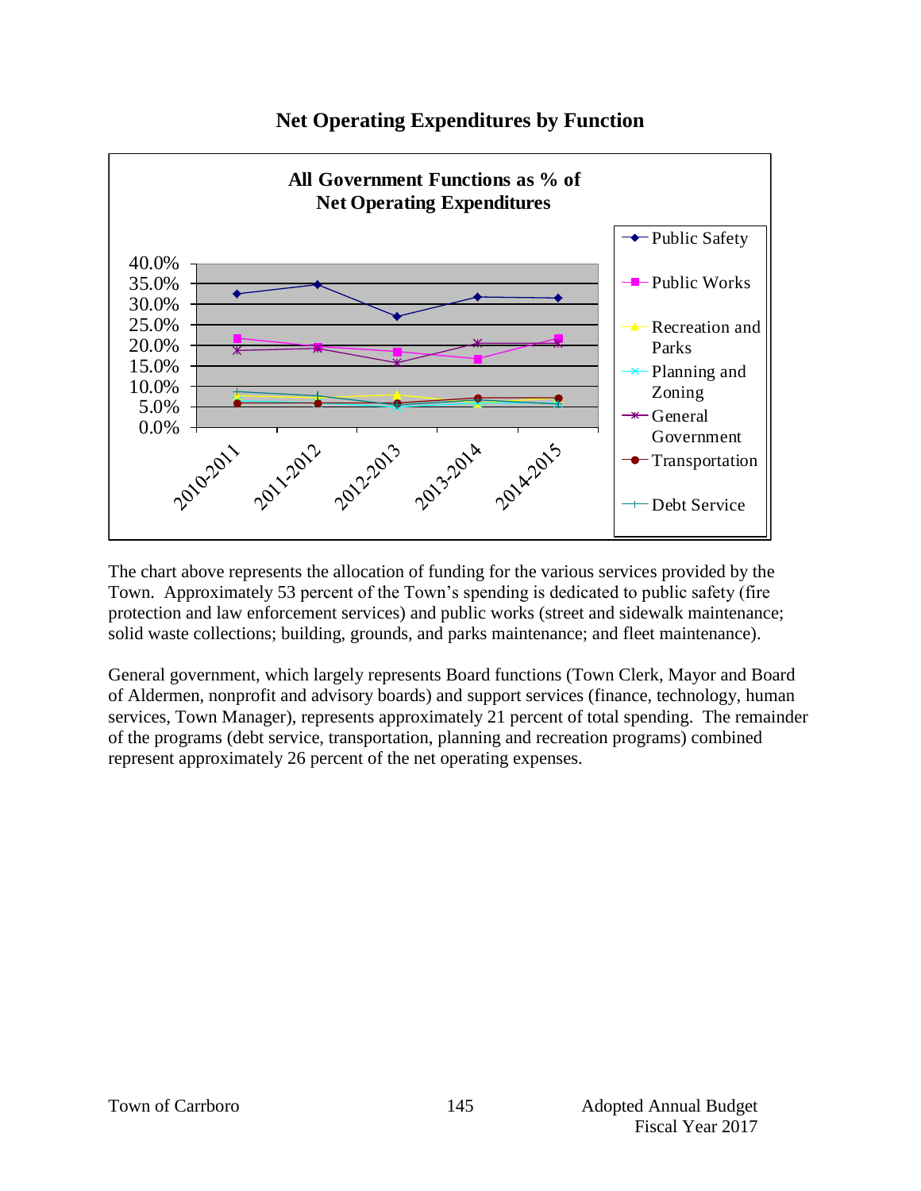## Net Operating Expenditures by Function

**All Government Functions as % of Net Operating Expenditures**

The chart above represents the allocation of funding for the various services provided by the Town. Approximately 53 percent of the Town's spending is dedicated to public safety (fire protection and law enforcement services) and public works (street and sidewalk maintenance; solid waste collections; building, grounds, and parks maintenance; and fleet maintenance).

General government, which largely represents Board functions (Town Clerk, Mayor and Board of Aldermen, nonprofit and advisory boards) and support services (finance, technology, human services, Town Manager), represents approximately 21 percent of total spending. The remainder of the programs (debt service, transportation, planning and recreation programs) combined represent approximately 26 percent of the net operating expenses.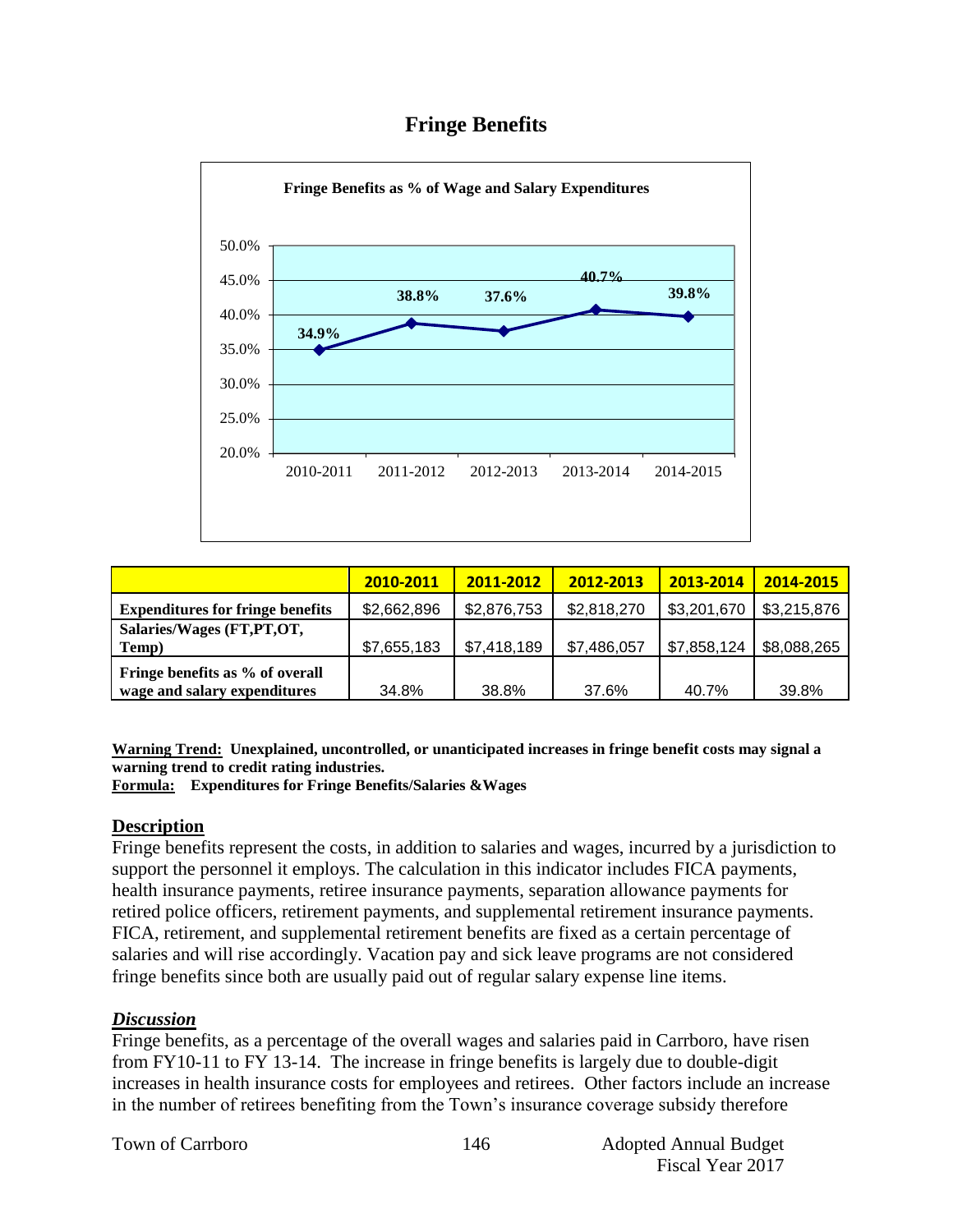# Fringe Benefits

**Fringe Benefits as % of Wage and Salary Expenditures**

| | 2010-2011 | 2011-2012 | 2012-2013 | 2013-2014 | 2014-2015 |
|---|---|---|---|---|---|
| Fringe Benefits as % of Wage and Salary Expenditures | 34.9% | 38.8% | 37.6% | 40.7% | 39.8% |

| | 2010-2011 | 2011-2012 | 2012-2013 | 2013-2014 | 2014-2015 |
|---|---|---|---|---|---|
| **Expenditures for fringe benefits** | $2,662,896 | $2,876,753 | $2,818,270 | $3,201,670 | $3,215,876 |
| **Salaries/Wages (FT,PT,OT, Temp)** | $7,655,183 | $7,418,189 | $7,486,057 | $7,858,124 | $8,088,265 |
| **Fringe benefits as % of overall wage and salary expenditures** | 34.8% | 38.8% | 37.6% | 40.7% | 39.8% |

**<u>Warning Trend:</u> Unexplained, uncontrolled, or unanticipated increases in fringe benefit costs may signal a warning trend to credit rating industries.**
**<u>Formula:</u> Expenditures for Fringe Benefits/Salaries &Wages**

## Description

Fringe benefits represent the costs, in addition to salaries and wages, incurred by a jurisdiction to support the personnel it employs. The calculation in this indicator includes FICA payments, health insurance payments, retiree insurance payments, separation allowance payments for retired police officers, retirement payments, and supplemental retirement insurance payments. FICA, retirement, and supplemental retirement benefits are fixed as a certain percentage of salaries and will rise accordingly. Vacation pay and sick leave programs are not considered fringe benefits since both are usually paid out of regular salary expense line items.

## *Discussion*

Fringe benefits, as a percentage of the overall wages and salaries paid in Carrboro, have risen from FY10-11 to FY 13-14. The increase in fringe benefits is largely due to double-digit increases in health insurance costs for employees and retirees. Other factors include an increase in the number of retirees benefiting from the Town's insurance coverage subsidy therefore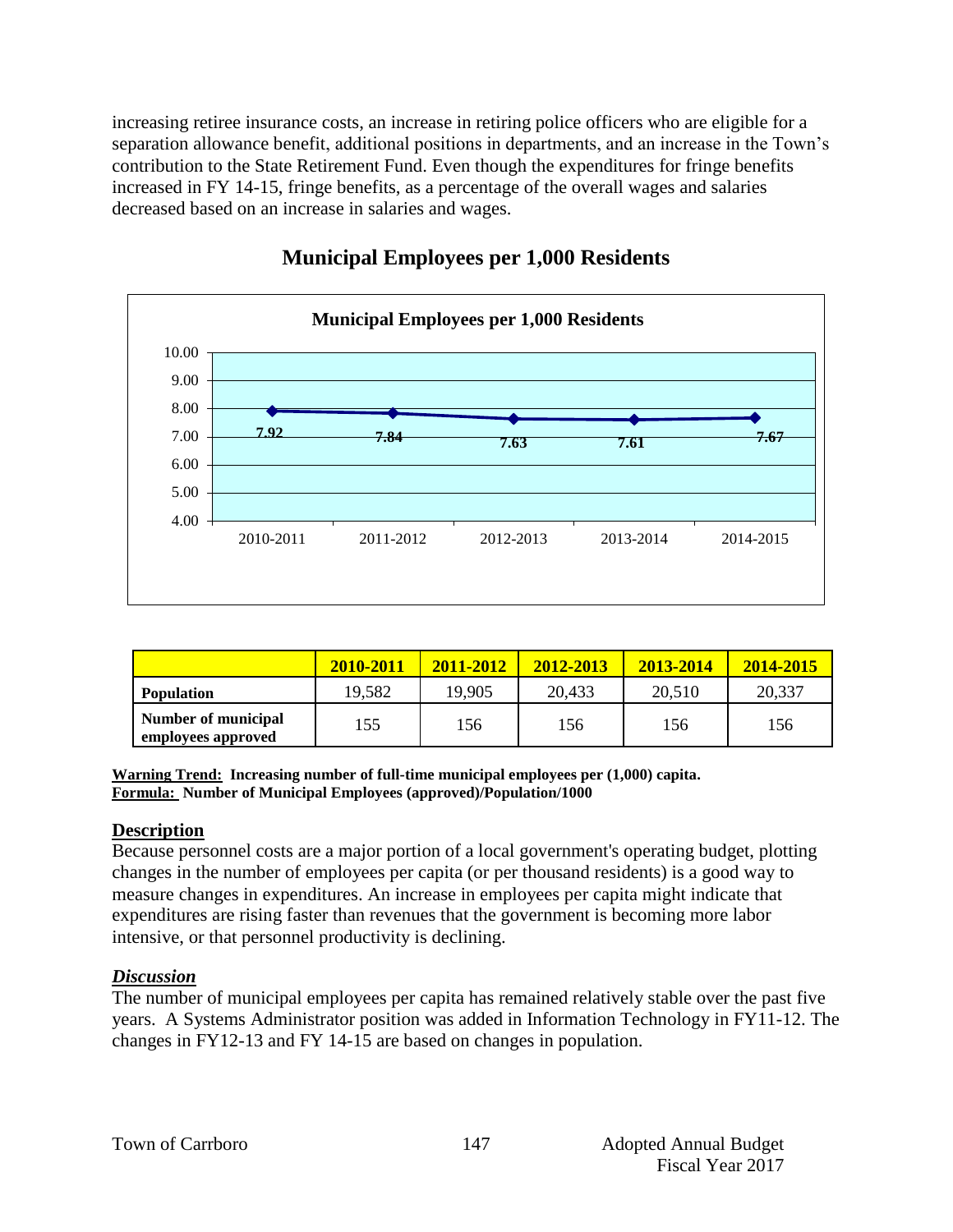increasing retiree insurance costs, an increase in retiring police officers who are eligible for a separation allowance benefit, additional positions in departments, and an increase in the Town's contribution to the State Retirement Fund. Even though the expenditures for fringe benefits increased in FY 14-15, fringe benefits, as a percentage of the overall wages and salaries decreased based on an increase in salaries and wages.

## Municipal Employees per 1,000 Residents

|  | 2010-2011 | 2011-2012 | 2012-2013 | 2013-2014 | 2014-2015 |
|---|---|---|---|---|---|
| **Population** | 19,582 | 19,905 | 20,433 | 20,510 | 20,337 |
| **Number of municipal employees approved** | 155 | 156 | 156 | 156 | 156 |

**<u>Warning Trend:</u> Increasing number of full-time municipal employees per (1,000) capita.**
**<u>Formula:</u> Number of Municipal Employees (approved)/Population/1000**

### Description

Because personnel costs are a major portion of a local government's operating budget, plotting changes in the number of employees per capita (or per thousand residents) is a good way to measure changes in expenditures. An increase in employees per capita might indicate that expenditures are rising faster than revenues that the government is becoming more labor intensive, or that personnel productivity is declining.

### *Discussion*

The number of municipal employees per capita has remained relatively stable over the past five years. A Systems Administrator position was added in Information Technology in FY11-12. The changes in FY12-13 and FY 14-15 are based on changes in population.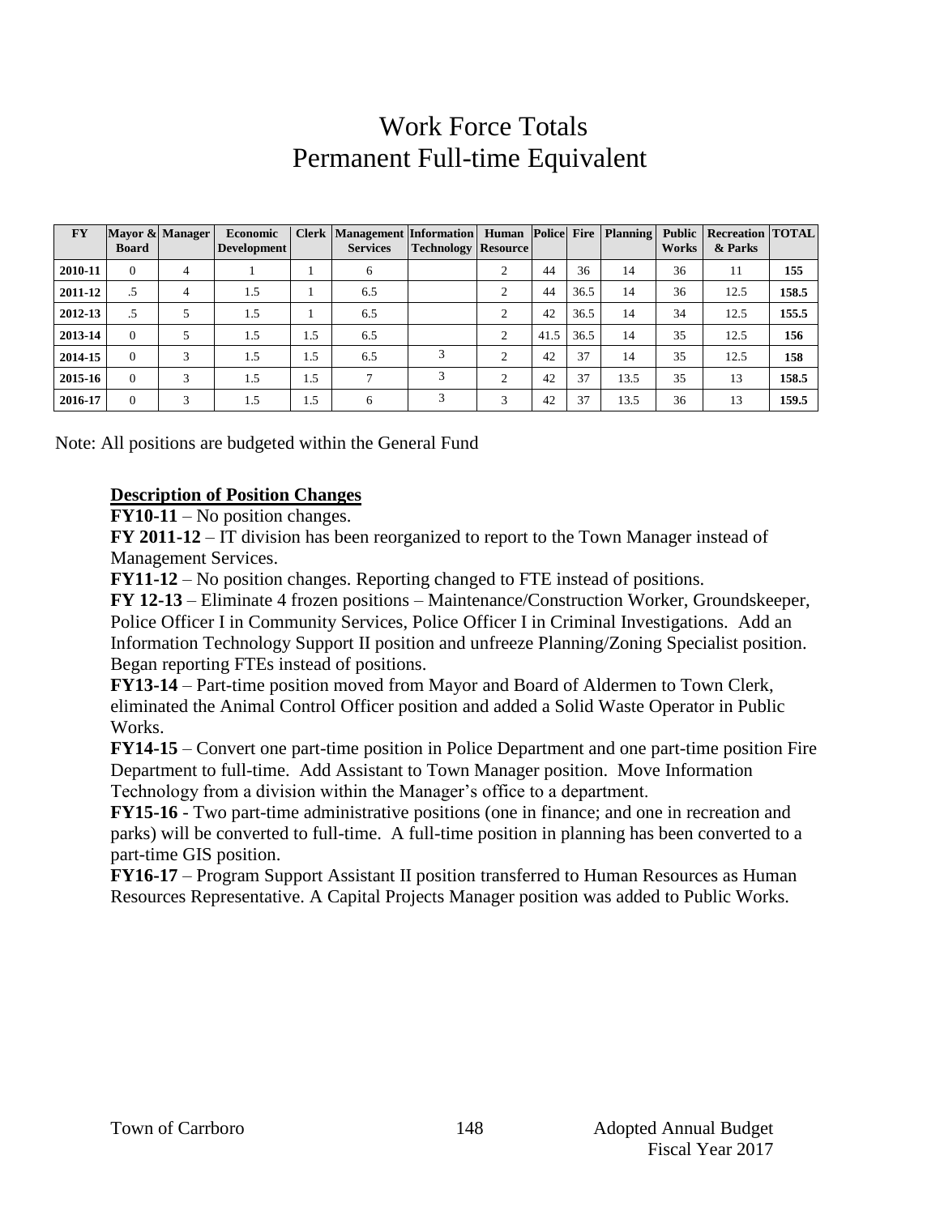# Work Force Totals
# Permanent Full-time Equivalent

| FY | Mayor & Board | Manager | Economic Development | Clerk | Management Services | Information Technology | Human Resource | Police | Fire | Planning | Public Works | Recreation & Parks | TOTAL |
|---|---|---|---|---|---|---|---|---|---|---|---|---|---|
| **2010-11** | 0 | 4 | 1 | 1 | 6 | | 2 | 44 | 36 | 14 | 36 | 11 | **155** |
| **2011-12** | .5 | 4 | 1.5 | 1 | 6.5 | | 2 | 44 | 36.5 | 14 | 36 | 12.5 | **158.5** |
| **2012-13** | .5 | 5 | 1.5 | 1 | 6.5 | | 2 | 42 | 36.5 | 14 | 34 | 12.5 | **155.5** |
| **2013-14** | 0 | 5 | 1.5 | 1.5 | 6.5 | | 2 | 41.5 | 36.5 | 14 | 35 | 12.5 | **156** |
| **2014-15** | 0 | 3 | 1.5 | 1.5 | 6.5 | 3 | 2 | 42 | 37 | 14 | 35 | 12.5 | **158** |
| **2015-16** | 0 | 3 | 1.5 | 1.5 | 7 | 3 | 2 | 42 | 37 | 13.5 | 35 | 13 | **158.5** |
| **2016-17** | 0 | 3 | 1.5 | 1.5 | 6 | 3 | 3 | 42 | 37 | 13.5 | 36 | 13 | **159.5** |

Note: All positions are budgeted within the General Fund

**Description of Position Changes**

**FY10-11** – No position changes.

**FY 2011-12** – IT division has been reorganized to report to the Town Manager instead of Management Services.

**FY11-12** – No position changes. Reporting changed to FTE instead of positions.

**FY 12-13** – Eliminate 4 frozen positions – Maintenance/Construction Worker, Groundskeeper, Police Officer I in Community Services, Police Officer I in Criminal Investigations. Add an Information Technology Support II position and unfreeze Planning/Zoning Specialist position. Began reporting FTEs instead of positions.

**FY13-14** – Part-time position moved from Mayor and Board of Aldermen to Town Clerk, eliminated the Animal Control Officer position and added a Solid Waste Operator in Public Works.

**FY14-15** – Convert one part-time position in Police Department and one part-time position Fire Department to full-time. Add Assistant to Town Manager position. Move Information Technology from a division within the Manager's office to a department.

**FY15-16** - Two part-time administrative positions (one in finance; and one in recreation and parks) will be converted to full-time. A full-time position in planning has been converted to a part-time GIS position.

**FY16-17** – Program Support Assistant II position transferred to Human Resources as Human Resources Representative. A Capital Projects Manager position was added to Public Works.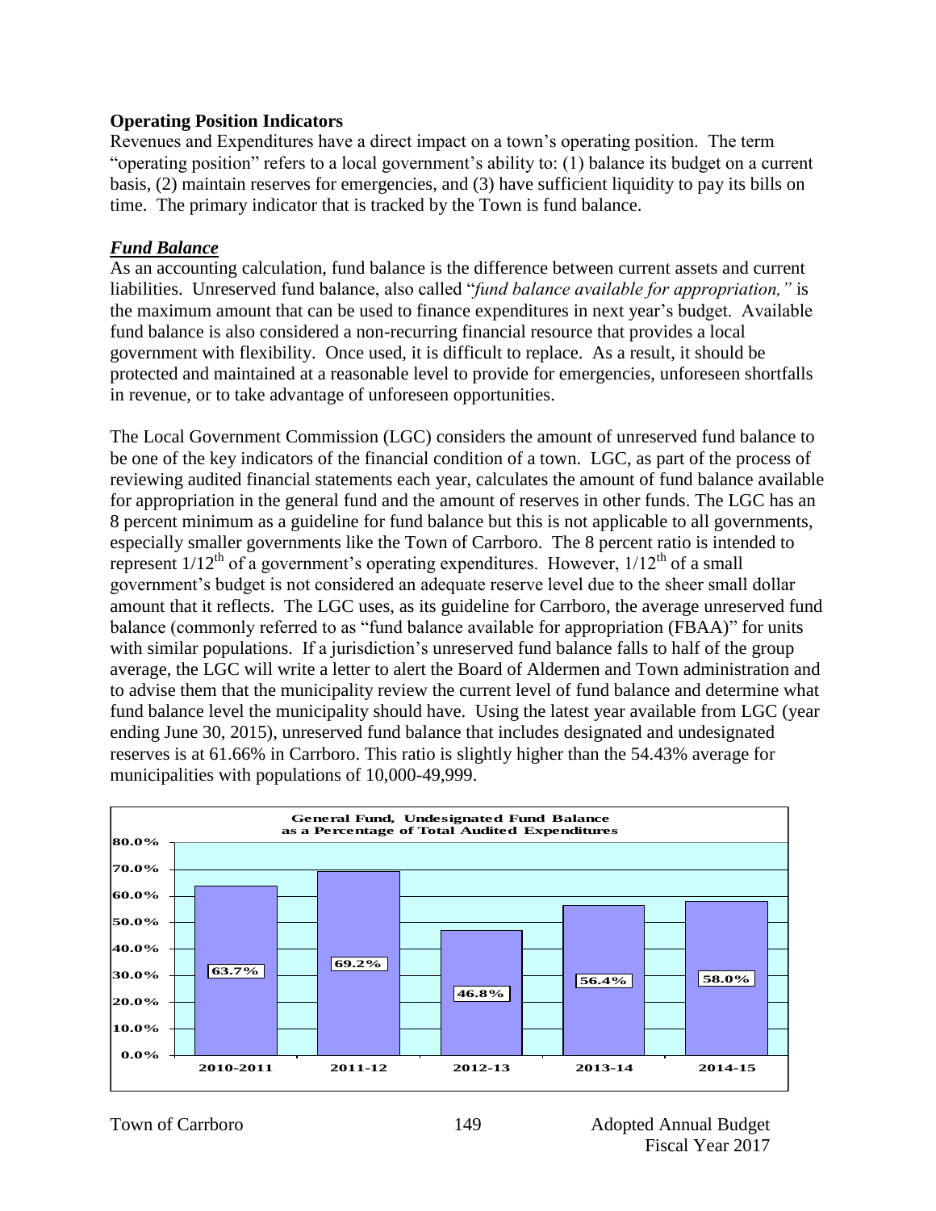**Operating Position Indicators**

Revenues and Expenditures have a direct impact on a town's operating position. The term "operating position" refers to a local government's ability to: (1) balance its budget on a current basis, (2) maintain reserves for emergencies, and (3) have sufficient liquidity to pay its bills on time. The primary indicator that is tracked by the Town is fund balance.

***Fund Balance***

As an accounting calculation, fund balance is the difference between current assets and current liabilities. Unreserved fund balance, also called "*fund balance available for appropriation,"* is the maximum amount that can be used to finance expenditures in next year's budget. Available fund balance is also considered a non-recurring financial resource that provides a local government with flexibility. Once used, it is difficult to replace. As a result, it should be protected and maintained at a reasonable level to provide for emergencies, unforeseen shortfalls in revenue, or to take advantage of unforeseen opportunities.

The Local Government Commission (LGC) considers the amount of unreserved fund balance to be one of the key indicators of the financial condition of a town. LGC, as part of the process of reviewing audited financial statements each year, calculates the amount of fund balance available for appropriation in the general fund and the amount of reserves in other funds. The LGC has an 8 percent minimum as a guideline for fund balance but this is not applicable to all governments, especially smaller governments like the Town of Carrboro. The 8 percent ratio is intended to represent $1/12^{th}$ of a government's operating expenditures. However, $1/12^{th}$ of a small government's budget is not considered an adequate reserve level due to the sheer small dollar amount that it reflects. The LGC uses, as its guideline for Carrboro, the average unreserved fund balance (commonly referred to as "fund balance available for appropriation (FBAA)" for units with similar populations. If a jurisdiction's unreserved fund balance falls to half of the group average, the LGC will write a letter to alert the Board of Aldermen and Town administration and to advise them that the municipality review the current level of fund balance and determine what fund balance level the municipality should have. Using the latest year available from LGC (year ending June 30, 2015), unreserved fund balance that includes designated and undesignated reserves is at 61.66% in Carrboro. This ratio is slightly higher than the 54.43% average for municipalities with populations of 10,000-49,999.

**General Fund, Undesignated Fund Balance as a Percentage of Total Audited Expenditures**

| Year | Percentage |
|---|---|
| 2010-2011 | 63.7% |
| 2011-12 | 69.2% |
| 2012-13 | 46.8% |
| 2013-14 | 56.4% |
| 2014-15 | 58.0% |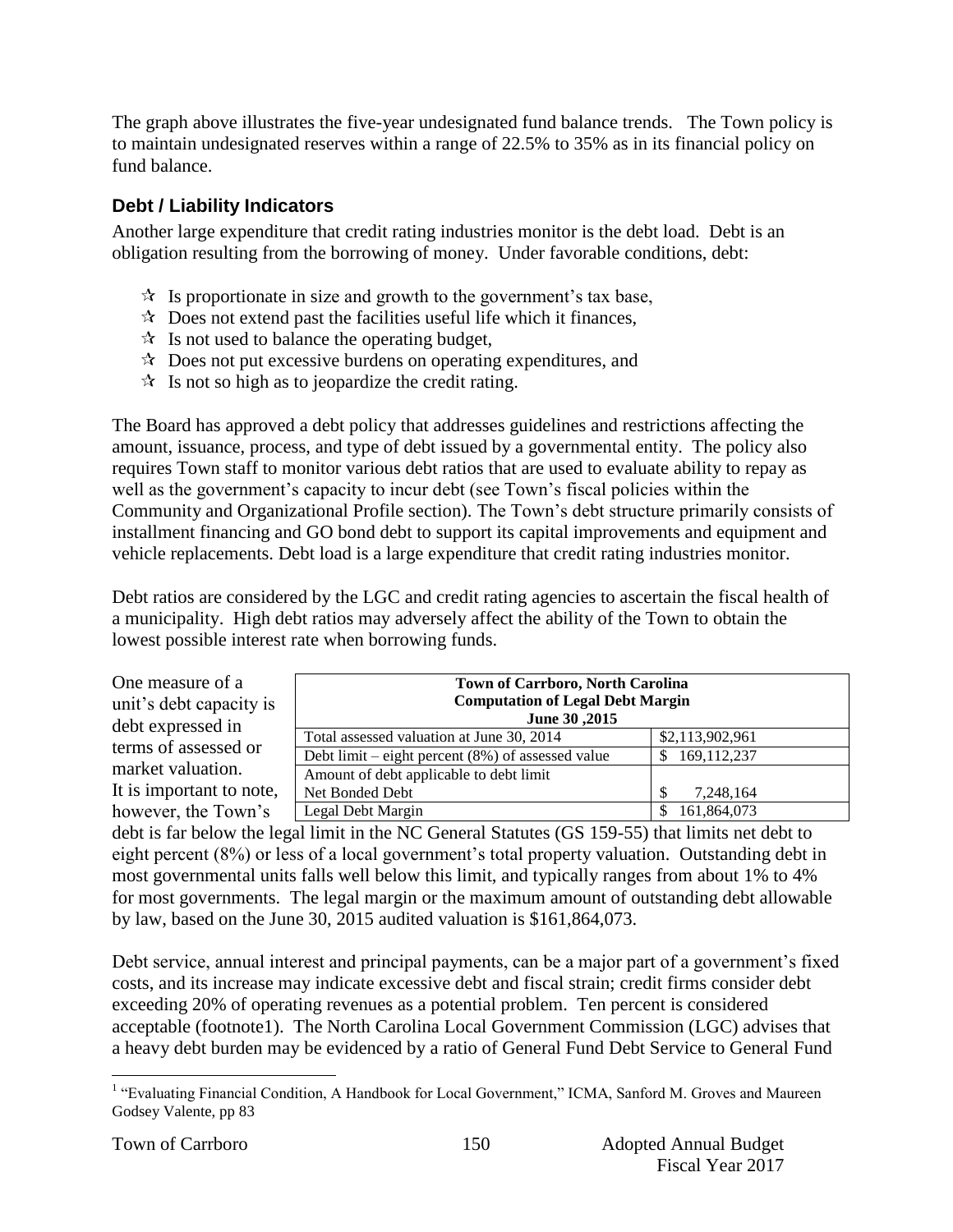The graph above illustrates the five-year undesignated fund balance trends. The Town policy is to maintain undesignated reserves within a range of 22.5% to 35% as in its financial policy on fund balance.

### Debt / Liability Indicators

Another large expenditure that credit rating industries monitor is the debt load. Debt is an obligation resulting from the borrowing of money. Under favorable conditions, debt:

- ☆ Is proportionate in size and growth to the government's tax base,
- ☆ Does not extend past the facilities useful life which it finances,
- ☆ Is not used to balance the operating budget,
- ☆ Does not put excessive burdens on operating expenditures, and
- ☆ Is not so high as to jeopardize the credit rating.

The Board has approved a debt policy that addresses guidelines and restrictions affecting the amount, issuance, process, and type of debt issued by a governmental entity. The policy also requires Town staff to monitor various debt ratios that are used to evaluate ability to repay as well as the government's capacity to incur debt (see Town's fiscal policies within the Community and Organizational Profile section). The Town's debt structure primarily consists of installment financing and GO bond debt to support its capital improvements and equipment and vehicle replacements. Debt load is a large expenditure that credit rating industries monitor.

Debt ratios are considered by the LGC and credit rating agencies to ascertain the fiscal health of a municipality. High debt ratios may adversely affect the ability of the Town to obtain the lowest possible interest rate when borrowing funds.

| Town of Carrboro, North Carolina<br>Computation of Legal Debt Margin<br>June 30 ,2015 | |
|---|---|
| Total assessed valuation at June 30, 2014 | $2,113,902,961 |
| Debt limit – eight percent (8%) of assessed value | $ 169,112,237 |
| Amount of debt applicable to debt limit<br>Net Bonded Debt | $ 7,248,164 |
| Legal Debt Margin | $ 161,864,073 |

One measure of a unit's debt capacity is debt expressed in terms of assessed or market valuation. It is important to note, however, the Town's debt is far below the legal limit in the NC General Statutes (GS 159-55) that limits net debt to eight percent (8%) or less of a local government's total property valuation. Outstanding debt in most governmental units falls well below this limit, and typically ranges from about 1% to 4% for most governments. The legal margin or the maximum amount of outstanding debt allowable by law, based on the June 30, 2015 audited valuation is $161,864,073.

Debt service, annual interest and principal payments, can be a major part of a government's fixed costs, and its increase may indicate excessive debt and fiscal strain; credit firms consider debt exceeding 20% of operating revenues as a potential problem. Ten percent is considered acceptable (footnote1). The North Carolina Local Government Commission (LGC) advises that a heavy debt burden may be evidenced by a ratio of General Fund Debt Service to General Fund

[1] "Evaluating Financial Condition, A Handbook for Local Government," ICMA, Sanford M. Groves and Maureen Godsey Valente, pp 83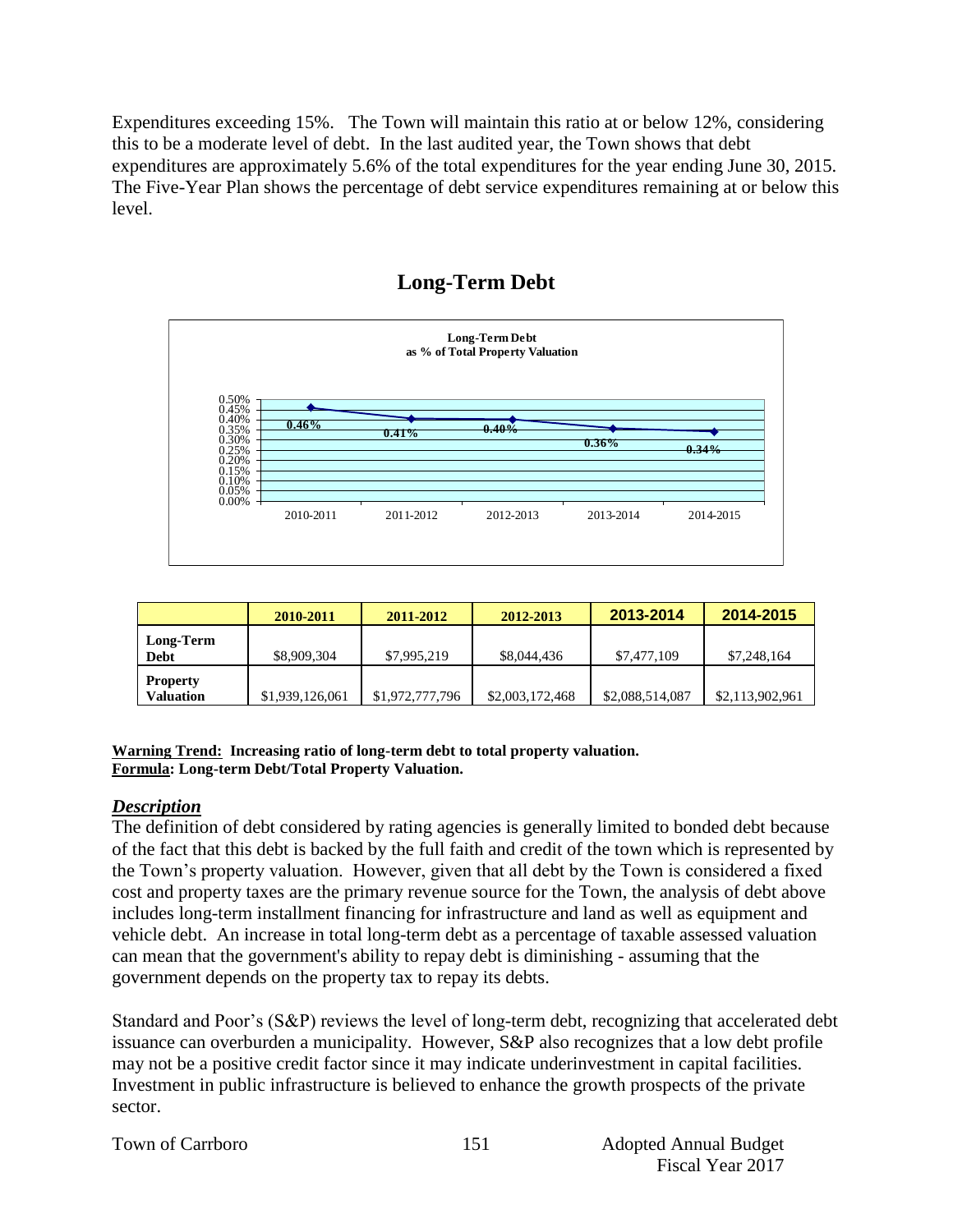Expenditures exceeding 15%. The Town will maintain this ratio at or below 12%, considering this to be a moderate level of debt. In the last audited year, the Town shows that debt expenditures are approximately 5.6% of the total expenditures for the year ending June 30, 2015. The Five-Year Plan shows the percentage of debt service expenditures remaining at or below this level.

## Long-Term Debt

**Long-Term Debt as % of Total Property Valuation**

| | 2010-2011 | 2011-2012 | 2012-2013 | 2013-2014 | 2014-2015 |
|---|---|---|---|---|---|
| % | 0.46% | 0.41% | 0.40% | 0.36% | 0.34% |

| | 2010-2011 | 2011-2012 | 2012-2013 | 2013-2014 | 2014-2015 |
|---|---|---|---|---|---|
| **Long-Term Debt** | $8,909,304 | $7,995,219 | $8,044,436 | $7,477,109 | $7,248,164 |
| **Property Valuation** | $1,939,126,061 | $1,972,777,796 | $2,003,172,468 | $2,088,514,087 | $2,113,902,961 |

**Warning Trend: Increasing ratio of long-term debt to total property valuation.**
**Formula: Long-term Debt/Total Property Valuation.**

### *Description*

The definition of debt considered by rating agencies is generally limited to bonded debt because of the fact that this debt is backed by the full faith and credit of the town which is represented by the Town's property valuation. However, given that all debt by the Town is considered a fixed cost and property taxes are the primary revenue source for the Town, the analysis of debt above includes long-term installment financing for infrastructure and land as well as equipment and vehicle debt. An increase in total long-term debt as a percentage of taxable assessed valuation can mean that the government's ability to repay debt is diminishing - assuming that the government depends on the property tax to repay its debts.

Standard and Poor's (S&P) reviews the level of long-term debt, recognizing that accelerated debt issuance can overburden a municipality. However, S&P also recognizes that a low debt profile may not be a positive credit factor since it may indicate underinvestment in capital facilities. Investment in public infrastructure is believed to enhance the growth prospects of the private sector.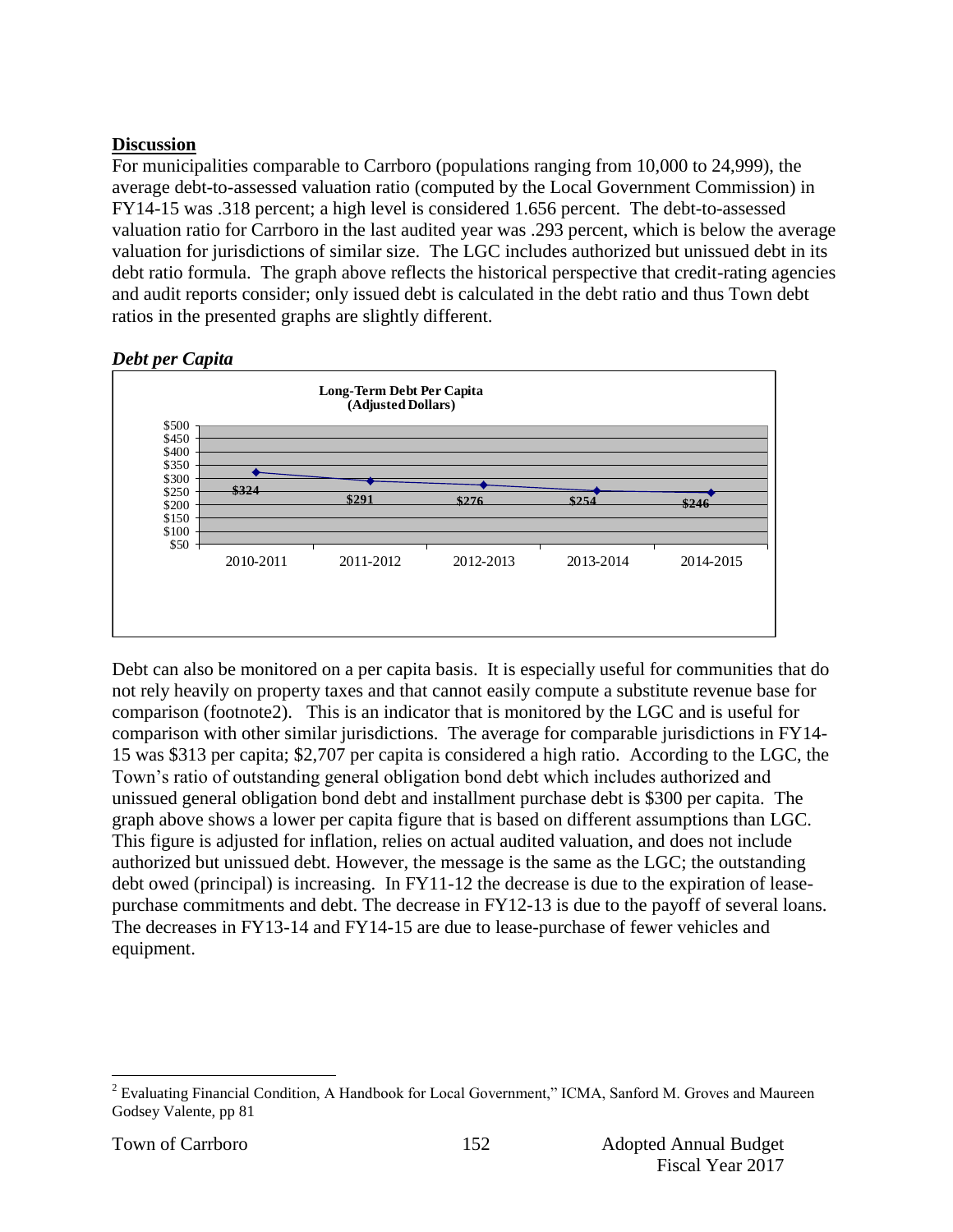## Discussion

For municipalities comparable to Carrboro (populations ranging from 10,000 to 24,999), the average debt-to-assessed valuation ratio (computed by the Local Government Commission) in FY14-15 was .318 percent; a high level is considered 1.656 percent. The debt-to-assessed valuation ratio for Carrboro in the last audited year was .293 percent, which is below the average valuation for jurisdictions of similar size. The LGC includes authorized but unissued debt in its debt ratio formula. The graph above reflects the historical perspective that credit-rating agencies and audit reports consider; only issued debt is calculated in the debt ratio and thus Town debt ratios in the presented graphs are slightly different.

***Debt per Capita***

**Long-Term Debt Per Capita (Adjusted Dollars)**

| Year | Debt Per Capita |
|---|---|
| 2010-2011 | $324 |
| 2011-2012 | $291 |
| 2012-2013 | $276 |
| 2013-2014 | $254 |
| 2014-2015 | $246 |

Debt can also be monitored on a per capita basis. It is especially useful for communities that do not rely heavily on property taxes and that cannot easily compute a substitute revenue base for comparison (footnote2). This is an indicator that is monitored by the LGC and is useful for comparison with other similar jurisdictions. The average for comparable jurisdictions in FY14-15 was $313 per capita; $2,707 per capita is considered a high ratio. According to the LGC, the Town's ratio of outstanding general obligation bond debt which includes authorized and unissued general obligation bond debt and installment purchase debt is $300 per capita. The graph above shows a lower per capita figure that is based on different assumptions than LGC. This figure is adjusted for inflation, relies on actual audited valuation, and does not include authorized but unissued debt. However, the message is the same as the LGC; the outstanding debt owed (principal) is increasing. In FY11-12 the decrease is due to the expiration of lease-purchase commitments and debt. The decrease in FY12-13 is due to the payoff of several loans. The decreases in FY13-14 and FY14-15 are due to lease-purchase of fewer vehicles and equipment.

---

[2] Evaluating Financial Condition, A Handbook for Local Government," ICMA, Sanford M. Groves and Maureen Godsey Valente, pp 81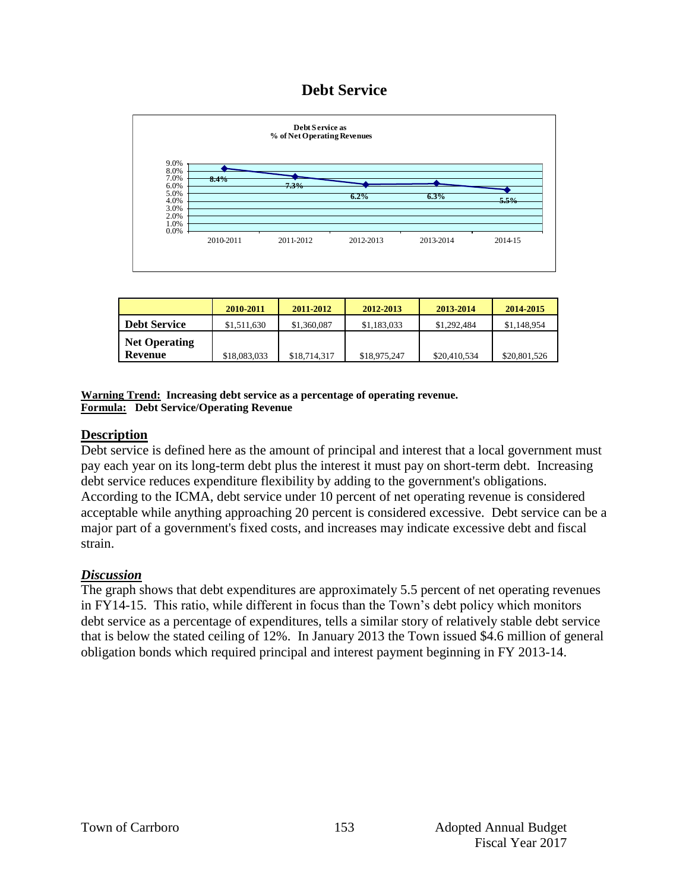# Debt Service

Debt Service as
% of Net Operating Revenues

| | 2010-2011 | 2011-2012 | 2012-2013 | 2013-2014 | 2014-2015 |
|---|---|---|---|---|---|
| **Debt Service** | $1,511,630 | $1,360,087 | $1,183,033 | $1,292,484 | $1,148,954 |
| **Net Operating Revenue** | $18,083,033 | $18,714,317 | $18,975,247 | $20,410,534 | $20,801,526 |

**Warning Trend:** **Increasing debt service as a percentage of operating revenue.**
**Formula:** **Debt Service/Operating Revenue**

## Description

Debt service is defined here as the amount of principal and interest that a local government must pay each year on its long-term debt plus the interest it must pay on short-term debt. Increasing debt service reduces expenditure flexibility by adding to the government's obligations. According to the ICMA, debt service under 10 percent of net operating revenue is considered acceptable while anything approaching 20 percent is considered excessive. Debt service can be a major part of a government's fixed costs, and increases may indicate excessive debt and fiscal strain.

### *Discussion*

The graph shows that debt expenditures are approximately 5.5 percent of net operating revenues in FY14-15. This ratio, while different in focus than the Town's debt policy which monitors debt service as a percentage of expenditures, tells a similar story of relatively stable debt service that is below the stated ceiling of 12%. In January 2013 the Town issued $4.6 million of general obligation bonds which required principal and interest payment beginning in FY 2013-14.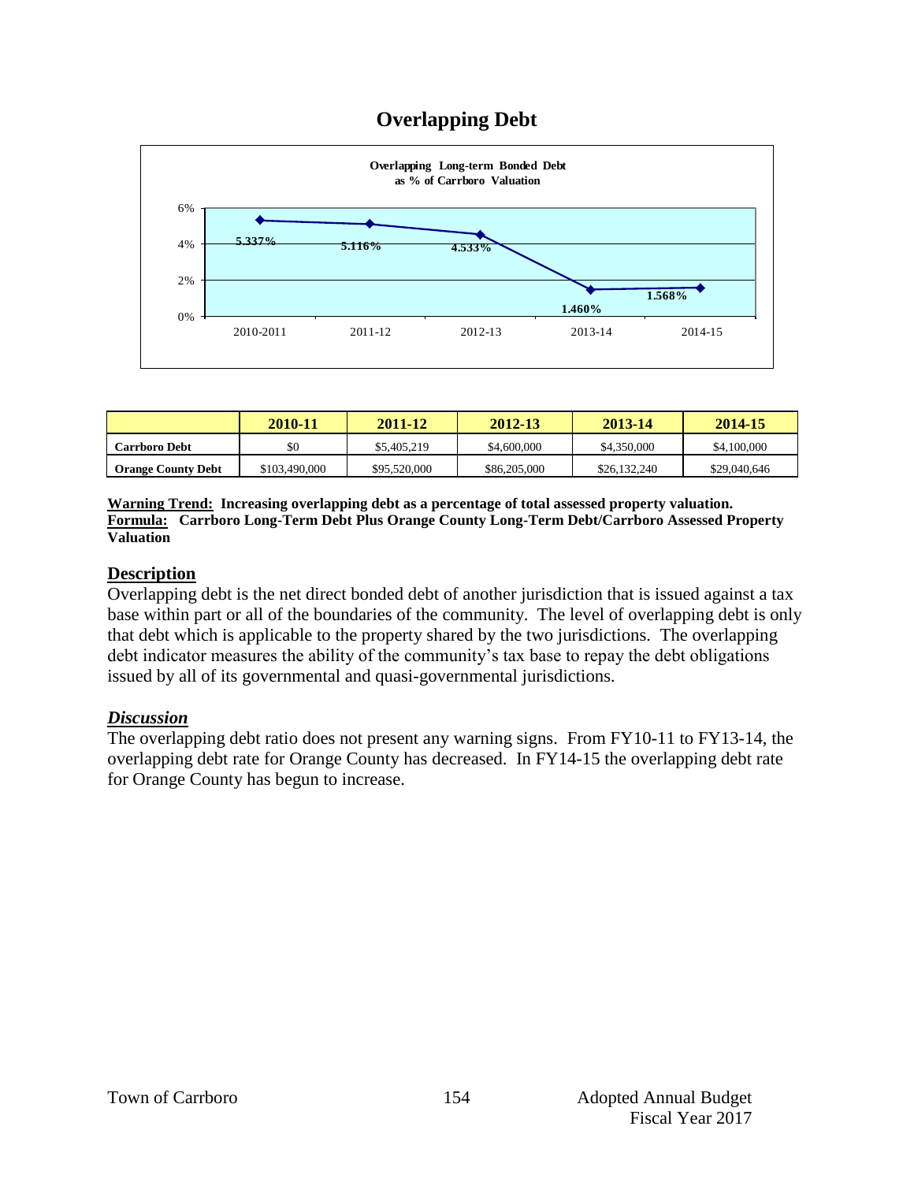# Overlapping Debt

**Overlapping Long-term Bonded Debt as % of Carrboro Valuation**

| 2010-2011 | 2011-12 | 2012-13 | 2013-14 | 2014-15 |
|---|---|---|---|---|
| 5.337% | 5.116% | 4.533% | 1.460% | 1.568% |

| | 2010-11 | 2011-12 | 2012-13 | 2013-14 | 2014-15 |
|---|---|---|---|---|---|
| **Carrboro Debt** | $0 | $5,405,219 | $4,600,000 | $4,350,000 | $4,100,000 |
| **Orange County Debt** | $103,490,000 | $95,520,000 | $86,205,000 | $26,132,240 | $29,040,646 |

**Warning Trend: Increasing overlapping debt as a percentage of total assessed property valuation.**
**Formula: Carrboro Long-Term Debt Plus Orange County Long-Term Debt/Carrboro Assessed Property Valuation**

## Description

Overlapping debt is the net direct bonded debt of another jurisdiction that is issued against a tax base within part or all of the boundaries of the community. The level of overlapping debt is only that debt which is applicable to the property shared by the two jurisdictions. The overlapping debt indicator measures the ability of the community's tax base to repay the debt obligations issued by all of its governmental and quasi-governmental jurisdictions.

## *Discussion*

The overlapping debt ratio does not present any warning signs. From FY10-11 to FY13-14, the overlapping debt rate for Orange County has decreased. In FY14-15 the overlapping debt rate for Orange County has begun to increase.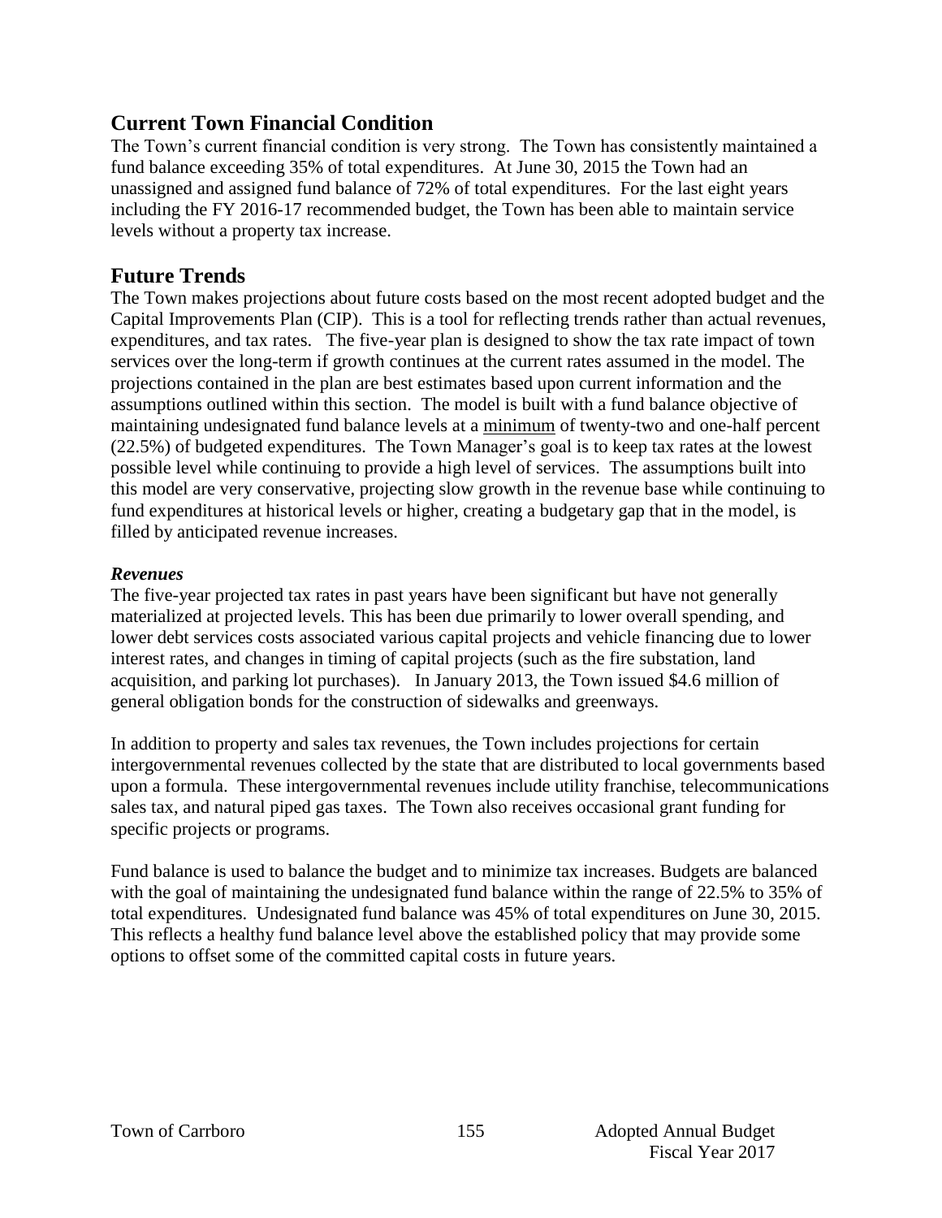## Current Town Financial Condition

The Town's current financial condition is very strong. The Town has consistently maintained a fund balance exceeding 35% of total expenditures. At June 30, 2015 the Town had an unassigned and assigned fund balance of 72% of total expenditures. For the last eight years including the FY 2016-17 recommended budget, the Town has been able to maintain service levels without a property tax increase.

## Future Trends

The Town makes projections about future costs based on the most recent adopted budget and the Capital Improvements Plan (CIP). This is a tool for reflecting trends rather than actual revenues, expenditures, and tax rates. The five-year plan is designed to show the tax rate impact of town services over the long-term if growth continues at the current rates assumed in the model. The projections contained in the plan are best estimates based upon current information and the assumptions outlined within this section. The model is built with a fund balance objective of maintaining undesignated fund balance levels at a <u>minimum</u> of twenty-two and one-half percent (22.5%) of budgeted expenditures. The Town Manager's goal is to keep tax rates at the lowest possible level while continuing to provide a high level of services. The assumptions built into this model are very conservative, projecting slow growth in the revenue base while continuing to fund expenditures at historical levels or higher, creating a budgetary gap that in the model, is filled by anticipated revenue increases.

### *Revenues*

The five-year projected tax rates in past years have been significant but have not generally materialized at projected levels. This has been due primarily to lower overall spending, and lower debt services costs associated various capital projects and vehicle financing due to lower interest rates, and changes in timing of capital projects (such as the fire substation, land acquisition, and parking lot purchases). In January 2013, the Town issued $4.6 million of general obligation bonds for the construction of sidewalks and greenways.

In addition to property and sales tax revenues, the Town includes projections for certain intergovernmental revenues collected by the state that are distributed to local governments based upon a formula. These intergovernmental revenues include utility franchise, telecommunications sales tax, and natural piped gas taxes. The Town also receives occasional grant funding for specific projects or programs.

Fund balance is used to balance the budget and to minimize tax increases. Budgets are balanced with the goal of maintaining the undesignated fund balance within the range of 22.5% to 35% of total expenditures. Undesignated fund balance was 45% of total expenditures on June 30, 2015. This reflects a healthy fund balance level above the established policy that may provide some options to offset some of the committed capital costs in future years.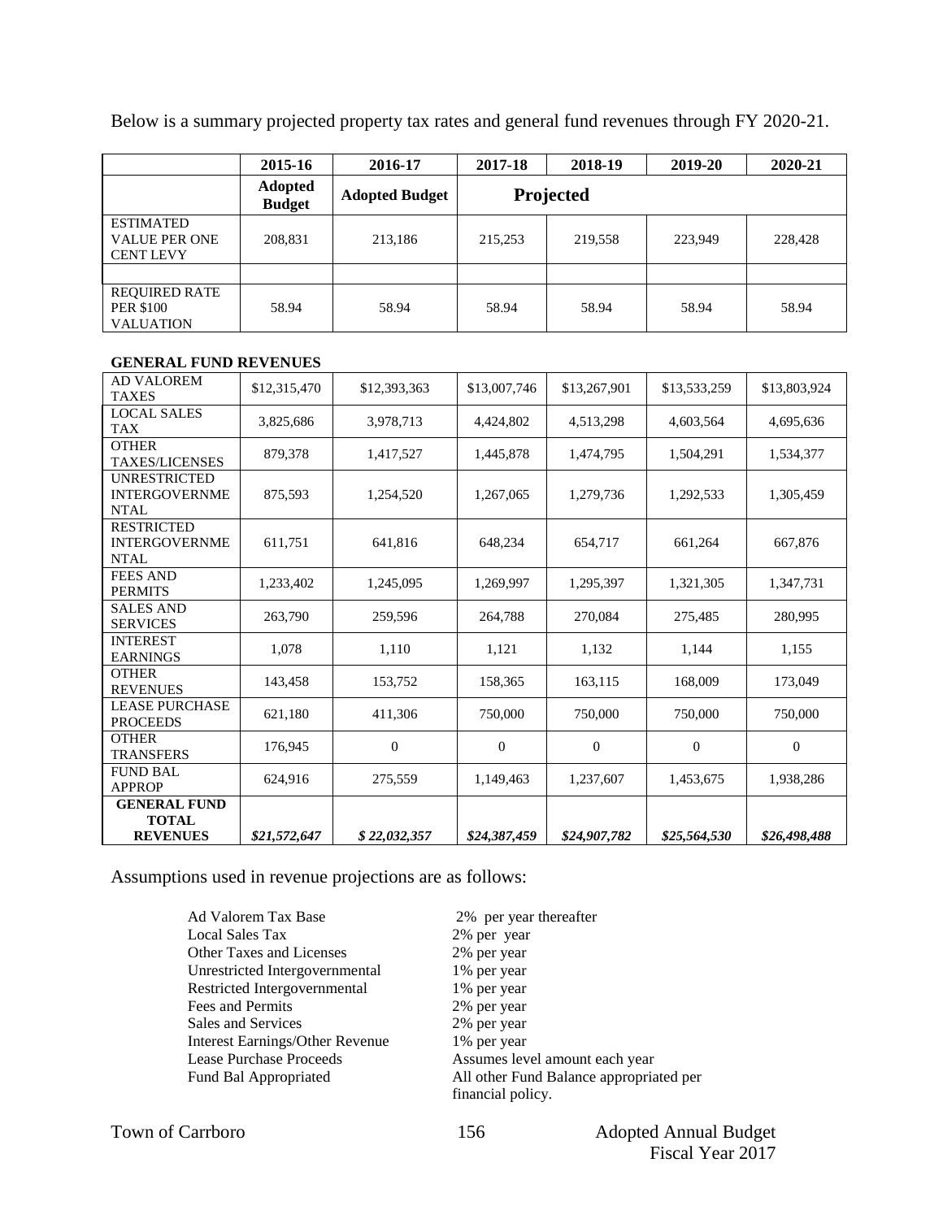Below is a summary projected property tax rates and general fund revenues through FY 2020-21.

| | 2015-16 | 2016-17 | 2017-18 | 2018-19 | 2019-20 | 2020-21 |
|---|---|---|---|---|---|---|
| | **Adopted Budget** | **Adopted Budget** | **Projected** | | | |
| ESTIMATED VALUE PER ONE CENT LEVY | 208,831 | 213,186 | 215,253 | 219,558 | 223,949 | 228,428 |
| | | | | | | |
| REQUIRED RATE PER $100 VALUATION | 58.94 | 58.94 | 58.94 | 58.94 | 58.94 | 58.94 |

**GENERAL FUND REVENUES**

| | 2015-16 | 2016-17 | 2017-18 | 2018-19 | 2019-20 | 2020-21 |
|---|---|---|---|---|---|---|
| AD VALOREM TAXES | $12,315,470 | $12,393,363 | $13,007,746 | $13,267,901 | $13,533,259 | $13,803,924 |
| LOCAL SALES TAX | 3,825,686 | 3,978,713 | 4,424,802 | 4,513,298 | 4,603,564 | 4,695,636 |
| OTHER TAXES/LICENSES | 879,378 | 1,417,527 | 1,445,878 | 1,474,795 | 1,504,291 | 1,534,377 |
| UNRESTRICTED INTERGOVERNMENTAL | 875,593 | 1,254,520 | 1,267,065 | 1,279,736 | 1,292,533 | 1,305,459 |
| RESTRICTED INTERGOVERNMENTAL | 611,751 | 641,816 | 648,234 | 654,717 | 661,264 | 667,876 |
| FEES AND PERMITS | 1,233,402 | 1,245,095 | 1,269,997 | 1,295,397 | 1,321,305 | 1,347,731 |
| SALES AND SERVICES | 263,790 | 259,596 | 264,788 | 270,084 | 275,485 | 280,995 |
| INTEREST EARNINGS | 1,078 | 1,110 | 1,121 | 1,132 | 1,144 | 1,155 |
| OTHER REVENUES | 143,458 | 153,752 | 158,365 | 163,115 | 168,009 | 173,049 |
| LEASE PURCHASE PROCEEDS | 621,180 | 411,306 | 750,000 | 750,000 | 750,000 | 750,000 |
| OTHER TRANSFERS | 176,945 | 0 | 0 | 0 | 0 | 0 |
| FUND BAL APPROP | 624,916 | 275,559 | 1,149,463 | 1,237,607 | 1,453,675 | 1,938,286 |
| **GENERAL FUND TOTAL REVENUES** | ***$21,572,647*** | ***$ 22,032,357*** | ***$24,387,459*** | ***$24,907,782*** | ***$25,564,530*** | ***$26,498,488*** |

Assumptions used in revenue projections are as follows:

| | |
|---|---|
| Ad Valorem Tax Base | 2% per year thereafter |
| Local Sales Tax | 2% per year |
| Other Taxes and Licenses | 2% per year |
| Unrestricted Intergovernmental | 1% per year |
| Restricted Intergovernmental | 1% per year |
| Fees and Permits | 2% per year |
| Sales and Services | 2% per year |
| Interest Earnings/Other Revenue | 1% per year |
| Lease Purchase Proceeds | Assumes level amount each year |
| Fund Bal Appropriated | All other Fund Balance appropriated per financial policy. |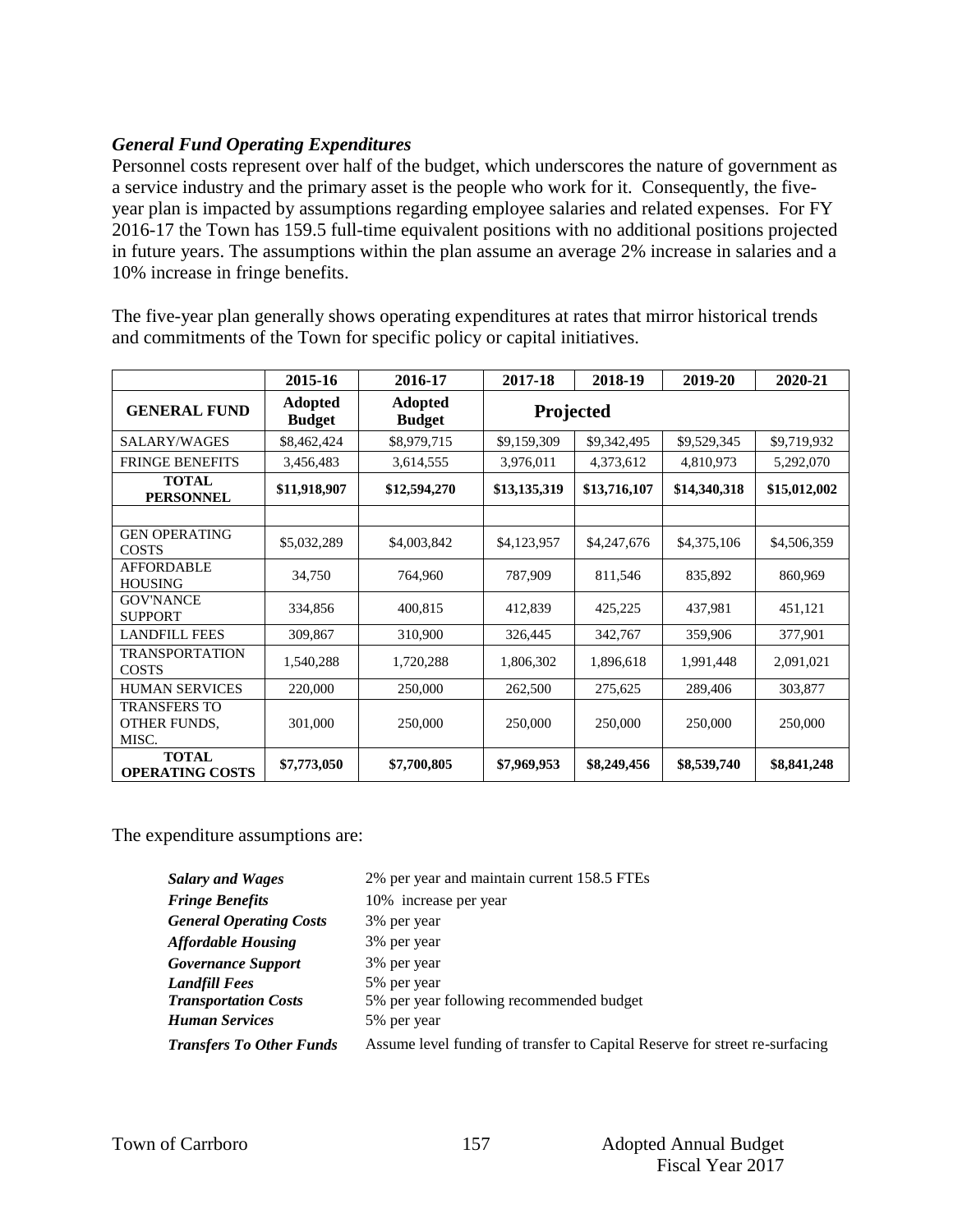### *General Fund Operating Expenditures*

Personnel costs represent over half of the budget, which underscores the nature of government as a service industry and the primary asset is the people who work for it. Consequently, the five-year plan is impacted by assumptions regarding employee salaries and related expenses. For FY 2016-17 the Town has 159.5 full-time equivalent positions with no additional positions projected in future years. The assumptions within the plan assume an average 2% increase in salaries and a 10% increase in fringe benefits.

The five-year plan generally shows operating expenditures at rates that mirror historical trends and commitments of the Town for specific policy or capital initiatives.

| | 2015-16 | 2016-17 | 2017-18 | 2018-19 | 2019-20 | 2020-21 |
|---|---|---|---|---|---|---|
| **GENERAL FUND** | **Adopted Budget** | **Adopted Budget** | **Projected** | | | |
| SALARY/WAGES | $8,462,424 | $8,979,715 | $9,159,309 | $9,342,495 | $9,529,345 | $9,719,932 |
| FRINGE BENEFITS | 3,456,483 | 3,614,555 | 3,976,011 | 4,373,612 | 4,810,973 | 5,292,070 |
| **TOTAL PERSONNEL** | **$11,918,907** | **$12,594,270** | **$13,135,319** | **$13,716,107** | **$14,340,318** | **$15,012,002** |
| | | | | | | |
| GEN OPERATING COSTS | $5,032,289 | $4,003,842 | $4,123,957 | $4,247,676 | $4,375,106 | $4,506,359 |
| AFFORDABLE HOUSING | 34,750 | 764,960 | 787,909 | 811,546 | 835,892 | 860,969 |
| GOV'NANCE SUPPORT | 334,856 | 400,815 | 412,839 | 425,225 | 437,981 | 451,121 |
| LANDFILL FEES | 309,867 | 310,900 | 326,445 | 342,767 | 359,906 | 377,901 |
| TRANSPORTATION COSTS | 1,540,288 | 1,720,288 | 1,806,302 | 1,896,618 | 1,991,448 | 2,091,021 |
| HUMAN SERVICES | 220,000 | 250,000 | 262,500 | 275,625 | 289,406 | 303,877 |
| TRANSFERS TO OTHER FUNDS, MISC. | 301,000 | 250,000 | 250,000 | 250,000 | 250,000 | 250,000 |
| **TOTAL OPERATING COSTS** | **$7,773,050** | **$7,700,805** | **$7,969,953** | **$8,249,456** | **$8,539,740** | **$8,841,248** |

The expenditure assumptions are:

| | |
|---|---|
| ***Salary and Wages*** | 2% per year and maintain current 158.5 FTEs |
| ***Fringe Benefits*** | 10% increase per year |
| ***General Operating Costs*** | 3% per year |
| ***Affordable Housing*** | 3% per year |
| ***Governance Support*** | 3% per year |
| ***Landfill Fees*** | 5% per year |
| ***Transportation Costs*** | 5% per year following recommended budget |
| ***Human Services*** | 5% per year |
| ***Transfers To Other Funds*** | Assume level funding of transfer to Capital Reserve for street re-surfacing |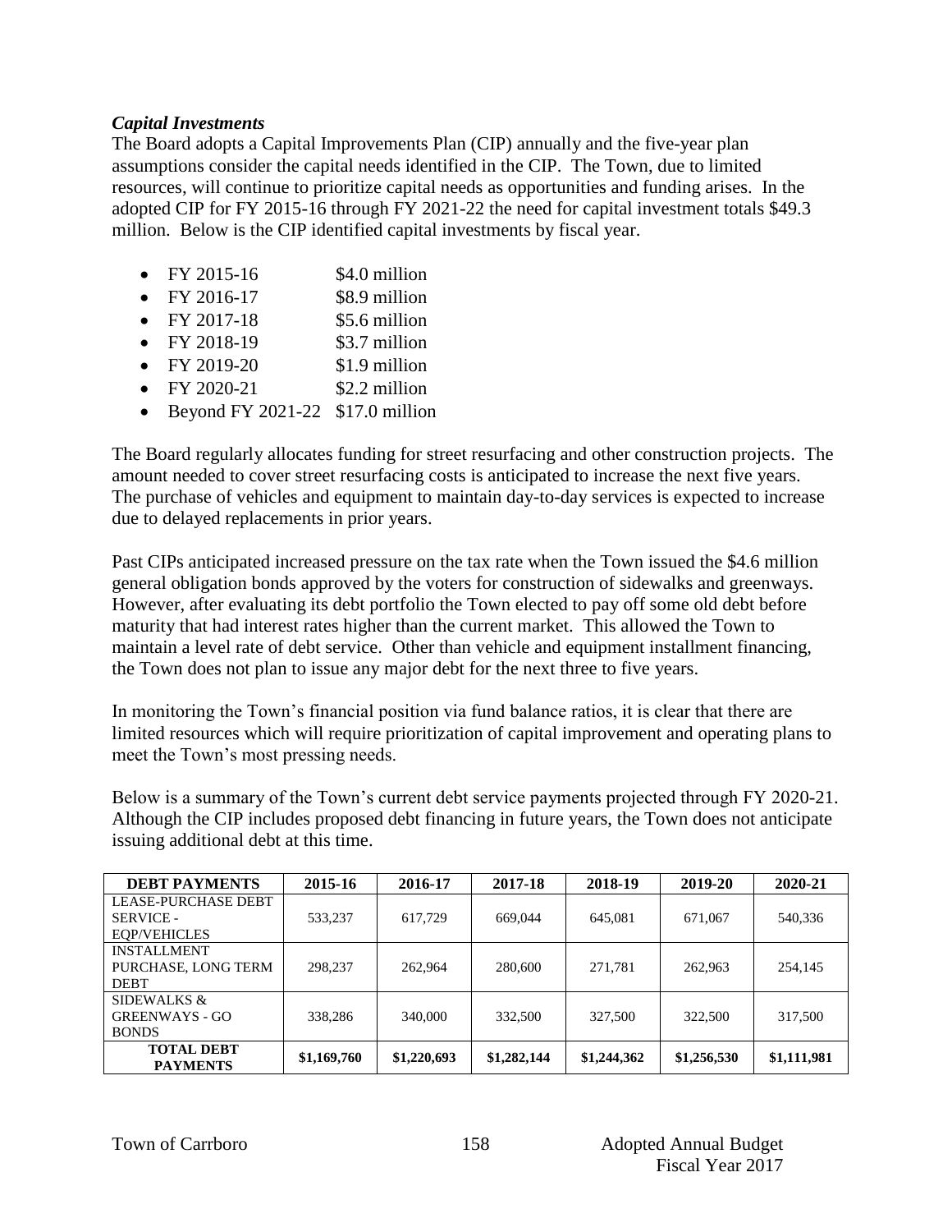### *Capital Investments*

The Board adopts a Capital Improvements Plan (CIP) annually and the five-year plan assumptions consider the capital needs identified in the CIP. The Town, due to limited resources, will continue to prioritize capital needs as opportunities and funding arises. In the adopted CIP for FY 2015-16 through FY 2021-22 the need for capital investment totals $49.3 million. Below is the CIP identified capital investments by fiscal year.

- FY 2015-16 $4.0 million
- FY 2016-17 $8.9 million
- FY 2017-18 $5.6 million
- FY 2018-19 $3.7 million
- FY 2019-20 $1.9 million
- FY 2020-21 $2.2 million
- Beyond FY 2021-22 $17.0 million

The Board regularly allocates funding for street resurfacing and other construction projects. The amount needed to cover street resurfacing costs is anticipated to increase the next five years. The purchase of vehicles and equipment to maintain day-to-day services is expected to increase due to delayed replacements in prior years.

Past CIPs anticipated increased pressure on the tax rate when the Town issued the $4.6 million general obligation bonds approved by the voters for construction of sidewalks and greenways. However, after evaluating its debt portfolio the Town elected to pay off some old debt before maturity that had interest rates higher than the current market. This allowed the Town to maintain a level rate of debt service. Other than vehicle and equipment installment financing, the Town does not plan to issue any major debt for the next three to five years.

In monitoring the Town's financial position via fund balance ratios, it is clear that there are limited resources which will require prioritization of capital improvement and operating plans to meet the Town's most pressing needs.

Below is a summary of the Town's current debt service payments projected through FY 2020-21. Although the CIP includes proposed debt financing in future years, the Town does not anticipate issuing additional debt at this time.

| DEBT PAYMENTS | 2015-16 | 2016-17 | 2017-18 | 2018-19 | 2019-20 | 2020-21 |
|---|---|---|---|---|---|---|
| LEASE-PURCHASE DEBT SERVICE - EQP/VEHICLES | 533,237 | 617,729 | 669,044 | 645,081 | 671,067 | 540,336 |
| INSTALLMENT PURCHASE, LONG TERM DEBT | 298,237 | 262,964 | 280,600 | 271,781 | 262,963 | 254,145 |
| SIDEWALKS & GREENWAYS - GO BONDS | 338,286 | 340,000 | 332,500 | 327,500 | 322,500 | 317,500 |
| **TOTAL DEBT PAYMENTS** | **$1,169,760** | **$1,220,693** | **$1,282,144** | **$1,244,362** | **$1,256,530** | **$1,111,981** |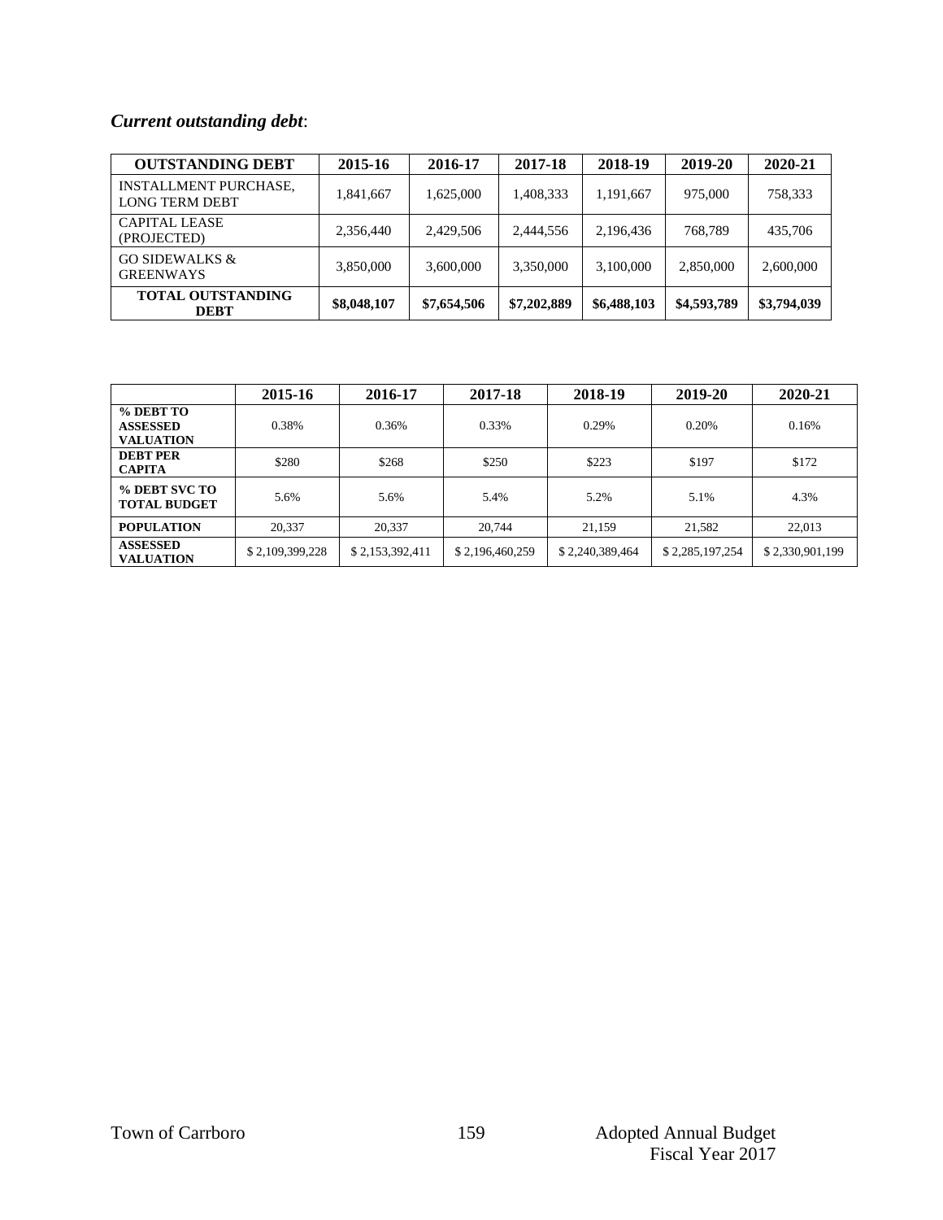***Current outstanding debt*:**

| OUTSTANDING DEBT | 2015-16 | 2016-17 | 2017-18 | 2018-19 | 2019-20 | 2020-21 |
|---|---|---|---|---|---|---|
| INSTALLMENT PURCHASE, LONG TERM DEBT | 1,841,667 | 1,625,000 | 1,408,333 | 1,191,667 | 975,000 | 758,333 |
| CAPITAL LEASE (PROJECTED) | 2,356,440 | 2,429,506 | 2,444,556 | 2,196,436 | 768,789 | 435,706 |
| GO SIDEWALKS & GREENWAYS | 3,850,000 | 3,600,000 | 3,350,000 | 3,100,000 | 2,850,000 | 2,600,000 |
| **TOTAL OUTSTANDING DEBT** | **\$8,048,107** | **\$7,654,506** | **\$7,202,889** | **\$6,488,103** | **\$4,593,789** | **\$3,794,039** |

| | 2015-16 | 2016-17 | 2017-18 | 2018-19 | 2019-20 | 2020-21 |
|---|---|---|---|---|---|---|
| **% DEBT TO ASSESSED VALUATION** | 0.38% | 0.36% | 0.33% | 0.29% | 0.20% | 0.16% |
| **DEBT PER CAPITA** | \$280 | \$268 | \$250 | \$223 | \$197 | \$172 |
| **% DEBT SVC TO TOTAL BUDGET** | 5.6% | 5.6% | 5.4% | 5.2% | 5.1% | 4.3% |
| **POPULATION** | 20,337 | 20,337 | 20,744 | 21,159 | 21,582 | 22,013 |
| **ASSESSED VALUATION** | \$ 2,109,399,228 | \$ 2,153,392,411 | \$ 2,196,460,259 | \$ 2,240,389,464 | \$ 2,285,197,254 | \$ 2,330,901,199 |